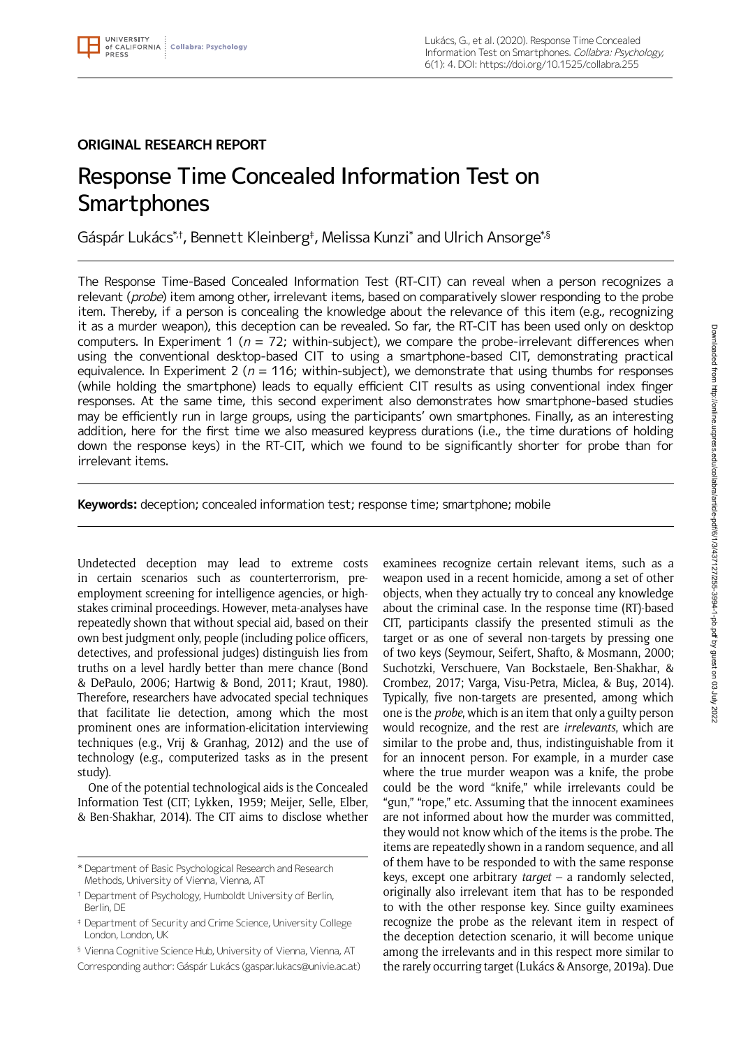ORIGINAL RESEARCH REPORT

# Response Time Concealed Information Test on Smartphones

Gáspár Lukács[*,†], Bennett Kleinberg[‡], Melissa Kunzi[*] and Ulrich Ansorge[*,§]

The Response Time-Based Concealed Information Test (RT-CIT) can reveal when a person recognizes a relevant (*probe*) item among other, irrelevant items, based on comparatively slower responding to the probe item. Thereby, if a person is concealing the knowledge about the relevance of this item (e.g., recognizing it as a murder weapon), this deception can be revealed. So far, the RT-CIT has been used only on desktop computers. In Experiment 1 ($n$ = 72; within-subject), we compare the probe-irrelevant differences when using the conventional desktop-based CIT to using a smartphone-based CIT, demonstrating practical equivalence. In Experiment 2 ($n$ = 116; within-subject), we demonstrate that using thumbs for responses (while holding the smartphone) leads to equally efficient CIT results as using conventional index finger responses. At the same time, this second experiment also demonstrates how smartphone-based studies may be efficiently run in large groups, using the participants' own smartphones. Finally, as an interesting addition, here for the first time we also measured keypress durations (i.e., the time durations of holding down the response keys) in the RT-CIT, which we found to be significantly shorter for probe than for irrelevant items.

**Keywords:** deception; concealed information test; response time; smartphone; mobile

Undetected deception may lead to extreme costs in certain scenarios such as counterterrorism, pre-employment screening for intelligence agencies, or high-stakes criminal proceedings. However, meta-analyses have repeatedly shown that without special aid, based on their own best judgment only, people (including police officers, detectives, and professional judges) distinguish lies from truths on a level hardly better than mere chance (Bond & DePaulo, 2006; Hartwig & Bond, 2011; Kraut, 1980). Therefore, researchers have advocated special techniques that facilitate lie detection, among which the most prominent ones are information-elicitation interviewing techniques (e.g., Vrij & Granhag, 2012) and the use of technology (e.g., computerized tasks as in the present study).

One of the potential technological aids is the Concealed Information Test (CIT; Lykken, 1959; Meijer, Selle, Elber, & Ben-Shakhar, 2014). The CIT aims to disclose whether examinees recognize certain relevant items, such as a weapon used in a recent homicide, among a set of other objects, when they actually try to conceal any knowledge about the criminal case. In the response time (RT)-based CIT, participants classify the presented stimuli as the target or as one of several non-targets by pressing one of two keys (Seymour, Seifert, Shafto, & Mosmann, 2000; Suchotzki, Verschuere, Van Bockstaele, Ben-Shakhar, & Crombez, 2017; Varga, Visu-Petra, Miclea, & Buş, 2014). Typically, five non-targets are presented, among which one is the *probe*, which is an item that only a guilty person would recognize, and the rest are *irrelevants*, which are similar to the probe and, thus, indistinguishable from it for an innocent person. For example, in a murder case where the true murder weapon was a knife, the probe could be the word "knife," while irrelevants could be "gun," "rope," etc. Assuming that the innocent examinees are not informed about how the murder was committed, they would not know which of the items is the probe. The items are repeatedly shown in a random sequence, and all of them have to be responded to with the same response keys, except one arbitrary *target* – a randomly selected, originally also irrelevant item that has to be responded to with the other response key. Since guilty examinees recognize the probe as the relevant item in respect of the deception detection scenario, it will become unique among the irrelevants and in this respect more similar to the rarely occurring target (Lukács & Ansorge, 2019a). Due

[*] Department of Basic Psychological Research and Research Methods, University of Vienna, Vienna, AT

[†] Department of Psychology, Humboldt University of Berlin, Berlin, DE

[‡] Department of Security and Crime Science, University College London, London, UK

[§] Vienna Cognitive Science Hub, University of Vienna, Vienna, AT

Corresponding author: Gáspár Lukács (gaspar.lukacs@univie.ac.at)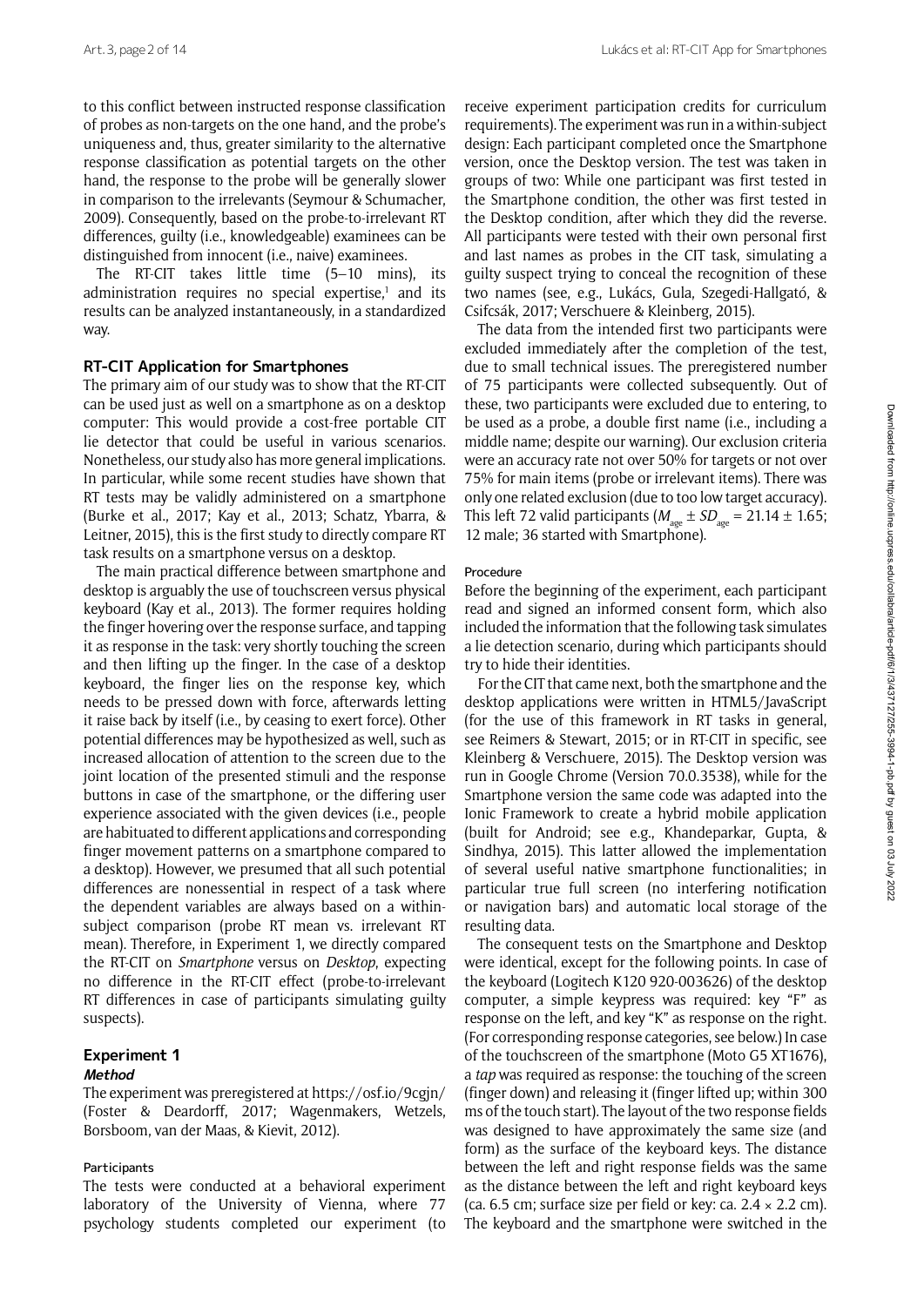to this conflict between instructed response classification of probes as non-targets on the one hand, and the probe's uniqueness and, thus, greater similarity to the alternative response classification as potential targets on the other hand, the response to the probe will be generally slower in comparison to the irrelevants (Seymour & Schumacher, 2009). Consequently, based on the probe-to-irrelevant RT differences, guilty (i.e., knowledgeable) examinees can be distinguished from innocent (i.e., naive) examinees.

The RT-CIT takes little time (5–10 mins), its administration requires no special expertise,[1] and its results can be analyzed instantaneously, in a standardized way.

### RT-CIT Application for Smartphones

The primary aim of our study was to show that the RT-CIT can be used just as well on a smartphone as on a desktop computer: This would provide a cost-free portable CIT lie detector that could be useful in various scenarios. Nonetheless, our study also has more general implications. In particular, while some recent studies have shown that RT tests may be validly administered on a smartphone (Burke et al., 2017; Kay et al., 2013; Schatz, Ybarra, & Leitner, 2015), this is the first study to directly compare RT task results on a smartphone versus on a desktop.

The main practical difference between smartphone and desktop is arguably the use of touchscreen versus physical keyboard (Kay et al., 2013). The former requires holding the finger hovering over the response surface, and tapping it as response in the task: very shortly touching the screen and then lifting up the finger. In the case of a desktop keyboard, the finger lies on the response key, which needs to be pressed down with force, afterwards letting it raise back by itself (i.e., by ceasing to exert force). Other potential differences may be hypothesized as well, such as increased allocation of attention to the screen due to the joint location of the presented stimuli and the response buttons in case of the smartphone, or the differing user experience associated with the given devices (i.e., people are habituated to different applications and corresponding finger movement patterns on a smartphone compared to a desktop). However, we presumed that all such potential differences are nonessential in respect of a task where the dependent variables are always based on a within-subject comparison (probe RT mean vs. irrelevant RT mean). Therefore, in Experiment 1, we directly compared the RT-CIT on *Smartphone* versus on *Desktop*, expecting no difference in the RT-CIT effect (probe-to-irrelevant RT differences in case of participants simulating guilty suspects).

## Experiment 1

### Method

The experiment was preregistered at https://osf.io/9cgjn/ (Foster & Deardorff, 2017; Wagenmakers, Wetzels, Borsboom, van der Maas, & Kievit, 2012).

#### Participants

The tests were conducted at a behavioral experiment laboratory of the University of Vienna, where 77 psychology students completed our experiment (to receive experiment participation credits for curriculum requirements). The experiment was run in a within-subject design: Each participant completed once the Smartphone version, once the Desktop version. The test was taken in groups of two: While one participant was first tested in the Smartphone condition, the other was first tested in the Desktop condition, after which they did the reverse. All participants were tested with their own personal first and last names as probes in the CIT task, simulating a guilty suspect trying to conceal the recognition of these two names (see, e.g., Lukács, Gula, Szegedi-Hallgató, & Csifcsák, 2017; Verschuere & Kleinberg, 2015).

The data from the intended first two participants were excluded immediately after the completion of the test, due to small technical issues. The preregistered number of 75 participants were collected subsequently. Out of these, two participants were excluded due to entering, to be used as a probe, a double first name (i.e., including a middle name; despite our warning). Our exclusion criteria were an accuracy rate not over 50% for targets or not over 75% for main items (probe or irrelevant items). There was only one related exclusion (due to too low target accuracy). This left 72 valid participants ($M_{age} \pm SD_{age} = 21.14 \pm 1.65$; 12 male; 36 started with Smartphone).

#### Procedure

Before the beginning of the experiment, each participant read and signed an informed consent form, which also included the information that the following task simulates a lie detection scenario, during which participants should try to hide their identities.

For the CIT that came next, both the smartphone and the desktop applications were written in HTML5/JavaScript (for the use of this framework in RT tasks in general, see Reimers & Stewart, 2015; or in RT-CIT in specific, see Kleinberg & Verschuere, 2015). The Desktop version was run in Google Chrome (Version 70.0.3538), while for the Smartphone version the same code was adapted into the Ionic Framework to create a hybrid mobile application (built for Android; see e.g., Khandeparkar, Gupta, & Sindhya, 2015). This latter allowed the implementation of several useful native smartphone functionalities; in particular true full screen (no interfering notification or navigation bars) and automatic local storage of the resulting data.

The consequent tests on the Smartphone and Desktop were identical, except for the following points. In case of the keyboard (Logitech K120 920-003626) of the desktop computer, a simple keypress was required: key "F" as response on the left, and key "K" as response on the right. (For corresponding response categories, see below.) In case of the touchscreen of the smartphone (Moto G5 XT1676), a *tap* was required as response: the touching of the screen (finger down) and releasing it (finger lifted up; within 300 ms of the touch start). The layout of the two response fields was designed to have approximately the same size (and form) as the surface of the keyboard keys. The distance between the left and right response fields was the same as the distance between the left and right keyboard keys (ca. 6.5 cm; surface size per field or key: ca. 2.4 × 2.2 cm). The keyboard and the smartphone were switched in the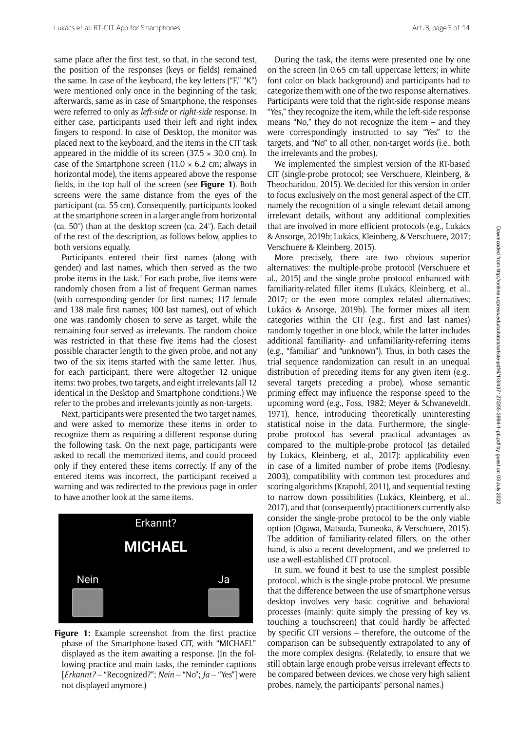same place after the first test, so that, in the second test, the position of the responses (keys or fields) remained the same. In case of the keyboard, the key letters ("F," "K") were mentioned only once in the beginning of the task; afterwards, same as in case of Smartphone, the responses were referred to only as *left-side* or *right-side* response. In either case, participants used their left and right index fingers to respond. In case of Desktop, the monitor was placed next to the keyboard, and the items in the CIT task appeared in the middle of its screen (37.5 × 30.0 cm). In case of the Smartphone screen (11.0 × 6.2 cm; always in horizontal mode), the items appeared above the response fields, in the top half of the screen (see **Figure 1**). Both screens were the same distance from the eyes of the participant (ca. 55 cm). Consequently, participants looked at the smartphone screen in a larger angle from horizontal (ca. 50°) than at the desktop screen (ca. 24°). Each detail of the rest of the description, as follows below, applies to both versions equally.

Participants entered their first names (along with gender) and last names, which then served as the two probe items in the task.[2] For each probe, five items were randomly chosen from a list of frequent German names (with corresponding gender for first names; 117 female and 138 male first names; 100 last names), out of which one was randomly chosen to serve as target, while the remaining four served as irrelevants. The random choice was restricted in that these five items had the closest possible character length to the given probe, and not any two of the six items started with the same letter. Thus, for each participant, there were altogether 12 unique items: two probes, two targets, and eight irrelevants (all 12 identical in the Desktop and Smartphone conditions.) We refer to the probes and irrelevants jointly as non-targets.

Next, participants were presented the two target names, and were asked to memorize these items in order to recognize them as requiring a different response during the following task. On the next page, participants were asked to recall the memorized items, and could proceed only if they entered these items correctly. If any of the entered items was incorrect, the participant received a warning and was redirected to the previous page in order to have another look at the same items.

**Figure 1:** Example screenshot from the first practice phase of the Smartphone-based CIT, with "MICHAEL" displayed as the item awaiting a response. (In the following practice and main tasks, the reminder captions [*Erkannt?* – "Recognized?"; *Nein* – "No"; *Ja* – "Yes"] were not displayed anymore.)

During the task, the items were presented one by one on the screen (in 0.65 cm tall uppercase letters; in white font color on black background) and participants had to categorize them with one of the two response alternatives. Participants were told that the right-side response means "Yes," they recognize the item, while the left-side response means "No," they do not recognize the item – and they were correspondingly instructed to say "Yes" to the targets, and "No" to all other, non-target words (i.e., both the irrelevants and the probes).

We implemented the simplest version of the RT-based CIT (single-probe protocol; see Verschuere, Kleinberg, & Theocharidou, 2015). We decided for this version in order to focus exclusively on the most general aspect of the CIT, namely the recognition of a single relevant detail among irrelevant details, without any additional complexities that are involved in more efficient protocols (e.g., Lukács & Ansorge, 2019b; Lukács, Kleinberg, & Verschuere, 2017; Verschuere & Kleinberg, 2015).

More precisely, there are two obvious superior alternatives: the multiple-probe protocol (Verschuere et al., 2015) and the single-probe protocol enhanced with familiarity-related filler items (Lukács, Kleinberg, et al., 2017; or the even more complex related alternatives; Lukács & Ansorge, 2019b). The former mixes all item categories within the CIT (e.g., first and last names) randomly together in one block, while the latter includes additional familiarity- and unfamiliarity-referring items (e.g., "familiar" and "unknown"). Thus, in both cases the trial sequence randomization can result in an unequal distribution of preceding items for any given item (e.g., several targets preceding a probe), whose semantic priming effect may influence the response speed to the upcoming word (e.g., Foss, 1982; Meyer & Schvaneveldt, 1971), hence, introducing theoretically uninteresting statistical noise in the data. Furthermore, the single-probe protocol has several practical advantages as compared to the multiple-probe protocol (as detailed by Lukács, Kleinberg, et al., 2017): applicability even in case of a limited number of probe items (Podlesny, 2003), compatibility with common test procedures and scoring algorithms (Krapohl, 2011), and sequential testing to narrow down possibilities (Lukács, Kleinberg, et al., 2017), and that (consequently) practitioners currently also consider the single-probe protocol to be the only viable option (Ogawa, Matsuda, Tsuneoka, & Verschuere, 2015). The addition of familiarity-related fillers, on the other hand, is also a recent development, and we preferred to use a well-established CIT protocol.

In sum, we found it best to use the simplest possible protocol, which is the single-probe protocol. We presume that the difference between the use of smartphone versus desktop involves very basic cognitive and behavioral processes (mainly: quite simply the pressing of key vs. touching a touchscreen) that could hardly be affected by specific CIT versions – therefore, the outcome of the comparison can be subsequently extrapolated to any of the more complex designs. (Relatedly, to ensure that we still obtain large enough probe versus irrelevant effects to be compared between devices, we chose very high salient probes, namely, the participants' personal names.)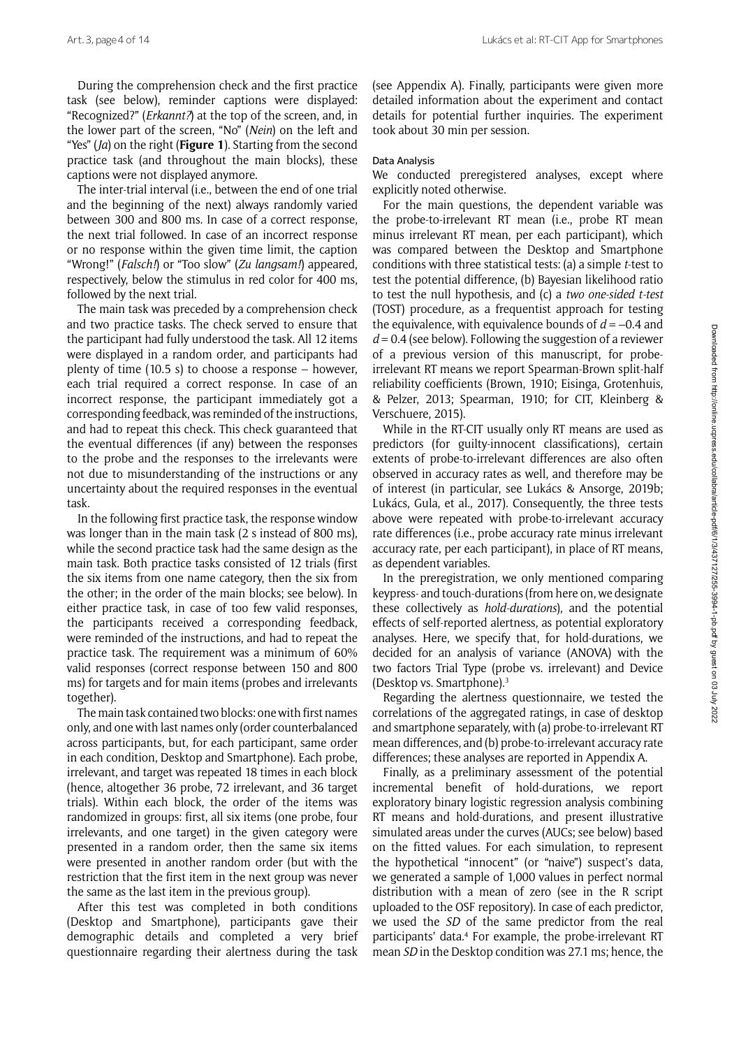During the comprehension check and the first practice task (see below), reminder captions were displayed: "Recognized?" (*Erkannt?*) at the top of the screen, and, in the lower part of the screen, "No" (*Nein*) on the left and "Yes" (*Ja*) on the right (**Figure 1**). Starting from the second practice task (and throughout the main blocks), these captions were not displayed anymore.

The inter-trial interval (i.e., between the end of one trial and the beginning of the next) always randomly varied between 300 and 800 ms. In case of a correct response, the next trial followed. In case of an incorrect response or no response within the given time limit, the caption "Wrong!" (*Falsch!*) or "Too slow" (*Zu langsam!*) appeared, respectively, below the stimulus in red color for 400 ms, followed by the next trial.

The main task was preceded by a comprehension check and two practice tasks. The check served to ensure that the participant had fully understood the task. All 12 items were displayed in a random order, and participants had plenty of time (10.5 s) to choose a response – however, each trial required a correct response. In case of an incorrect response, the participant immediately got a corresponding feedback, was reminded of the instructions, and had to repeat this check. This check guaranteed that the eventual differences (if any) between the responses to the probe and the responses to the irrelevants were not due to misunderstanding of the instructions or any uncertainty about the required responses in the eventual task.

In the following first practice task, the response window was longer than in the main task (2 s instead of 800 ms), while the second practice task had the same design as the main task. Both practice tasks consisted of 12 trials (first the six items from one name category, then the six from the other; in the order of the main blocks; see below). In either practice task, in case of too few valid responses, the participants received a corresponding feedback, were reminded of the instructions, and had to repeat the practice task. The requirement was a minimum of 60% valid responses (correct response between 150 and 800 ms) for targets and for main items (probes and irrelevants together).

The main task contained two blocks: one with first names only, and one with last names only (order counterbalanced across participants, but, for each participant, same order in each condition, Desktop and Smartphone). Each probe, irrelevant, and target was repeated 18 times in each block (hence, altogether 36 probe, 72 irrelevant, and 36 target trials). Within each block, the order of the items was randomized in groups: first, all six items (one probe, four irrelevants, and one target) in the given category were presented in a random order, then the same six items were presented in another random order (but with the restriction that the first item in the next group was never the same as the last item in the previous group).

After this test was completed in both conditions (Desktop and Smartphone), participants gave their demographic details and completed a very brief questionnaire regarding their alertness during the task (see Appendix A). Finally, participants were given more detailed information about the experiment and contact details for potential further inquiries. The experiment took about 30 min per session.

#### Data Analysis

We conducted preregistered analyses, except where explicitly noted otherwise.

For the main questions, the dependent variable was the probe-to-irrelevant RT mean (i.e., probe RT mean minus irrelevant RT mean, per each participant), which was compared between the Desktop and Smartphone conditions with three statistical tests: (a) a simple *t*-test to test the potential difference, (b) Bayesian likelihood ratio to test the null hypothesis, and (c) a *two one-sided t-test* (TOST) procedure, as a frequentist approach for testing the equivalence, with equivalence bounds of $d = -0.4$ and $d = 0.4$ (see below). Following the suggestion of a reviewer of a previous version of this manuscript, for probe-irrelevant RT means we report Spearman-Brown split-half reliability coefficients (Brown, 1910; Eisinga, Grotenhuis, & Pelzer, 2013; Spearman, 1910; for CIT, Kleinberg & Verschuere, 2015).

While in the RT-CIT usually only RT means are used as predictors (for guilty-innocent classifications), certain extents of probe-to-irrelevant differences are also often observed in accuracy rates as well, and therefore may be of interest (in particular, see Lukács & Ansorge, 2019b; Lukács, Gula, et al., 2017). Consequently, the three tests above were repeated with probe-to-irrelevant accuracy rate differences (i.e., probe accuracy rate minus irrelevant accuracy rate, per each participant), in place of RT means, as dependent variables.

In the preregistration, we only mentioned comparing keypress- and touch-durations (from here on, we designate these collectively as *hold-durations*), and the potential effects of self-reported alertness, as potential exploratory analyses. Here, we specify that, for hold-durations, we decided for an analysis of variance (ANOVA) with the two factors Trial Type (probe vs. irrelevant) and Device (Desktop vs. Smartphone).[3]

Regarding the alertness questionnaire, we tested the correlations of the aggregated ratings, in case of desktop and smartphone separately, with (a) probe-to-irrelevant RT mean differences, and (b) probe-to-irrelevant accuracy rate differences; these analyses are reported in Appendix A.

Finally, as a preliminary assessment of the potential incremental benefit of hold-durations, we report exploratory binary logistic regression analysis combining RT means and hold-durations, and present illustrative simulated areas under the curves (AUCs; see below) based on the fitted values. For each simulation, to represent the hypothetical "innocent" (or "naive") suspect's data, we generated a sample of 1,000 values in perfect normal distribution with a mean of zero (see in the R script uploaded to the OSF repository). In case of each predictor, we used the *SD* of the same predictor from the real participants' data.[4] For example, the probe-irrelevant RT mean *SD* in the Desktop condition was 27.1 ms; hence, the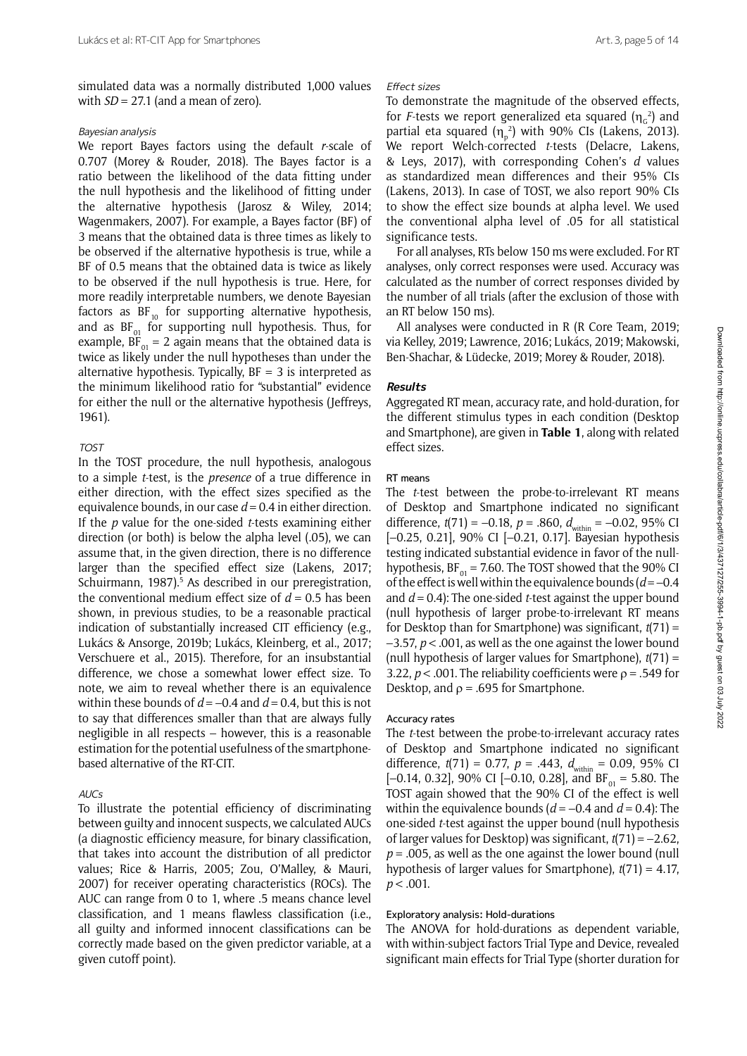simulated data was a normally distributed 1,000 values with $SD = 27.1$ (and a mean of zero).

#### *Bayesian analysis*

We report Bayes factors using the default *r*-scale of 0.707 (Morey & Rouder, 2018). The Bayes factor is a ratio between the likelihood of the data fitting under the null hypothesis and the likelihood of fitting under the alternative hypothesis (Jarosz & Wiley, 2014; Wagenmakers, 2007). For example, a Bayes factor (BF) of 3 means that the obtained data is three times as likely to be observed if the alternative hypothesis is true, while a BF of 0.5 means that the obtained data is twice as likely to be observed if the null hypothesis is true. Here, for more readily interpretable numbers, we denote Bayesian factors as $BF_{10}$ for supporting alternative hypothesis, and as $BF_{01}$ for supporting null hypothesis. Thus, for example, $BF_{01} = 2$ again means that the obtained data is twice as likely under the null hypotheses than under the alternative hypothesis. Typically, $BF = 3$ is interpreted as the minimum likelihood ratio for "substantial" evidence for either the null or the alternative hypothesis (Jeffreys, 1961).

#### *TOST*

In the TOST procedure, the null hypothesis, analogous to a simple *t*-test, is the *presence* of a true difference in either direction, with the effect sizes specified as the equivalence bounds, in our case $d = 0.4$ in either direction. If the *p* value for the one-sided *t*-tests examining either direction (or both) is below the alpha level (.05), we can assume that, in the given direction, there is no difference larger than the specified effect size (Lakens, 2017; Schuirmann, 1987).[5] As described in our preregistration, the conventional medium effect size of $d = 0.5$ has been shown, in previous studies, to be a reasonable practical indication of substantially increased CIT efficiency (e.g., Lukács & Ansorge, 2019b; Lukács, Kleinberg, et al., 2017; Verschuere et al., 2015). Therefore, for an insubstantial difference, we chose a somewhat lower effect size. To note, we aim to reveal whether there is an equivalence within these bounds of $d = -0.4$ and $d = 0.4$, but this is not to say that differences smaller than that are always fully negligible in all respects – however, this is a reasonable estimation for the potential usefulness of the smartphone-based alternative of the RT-CIT.

#### *AUCs*

To illustrate the potential efficiency of discriminating between guilty and innocent suspects, we calculated AUCs (a diagnostic efficiency measure, for binary classification, that takes into account the distribution of all predictor values; Rice & Harris, 2005; Zou, O'Malley, & Mauri, 2007) for receiver operating characteristics (ROCs). The AUC can range from 0 to 1, where .5 means chance level classification, and 1 means flawless classification (i.e., all guilty and informed innocent classifications can be correctly made based on the given predictor variable, at a given cutoff point).

#### *Effect sizes*

To demonstrate the magnitude of the observed effects, for *F*-tests we report generalized eta squared ($\eta_G^2$) and partial eta squared ($\eta_p^2$) with 90% CIs (Lakens, 2013). We report Welch-corrected *t*-tests (Delacre, Lakens, & Leys, 2017), with corresponding Cohen's *d* values as standardized mean differences and their 95% CIs (Lakens, 2013). In case of TOST, we also report 90% CIs to show the effect size bounds at alpha level. We used the conventional alpha level of .05 for all statistical significance tests.

For all analyses, RTs below 150 ms were excluded. For RT analyses, only correct responses were used. Accuracy was calculated as the number of correct responses divided by the number of all trials (after the exclusion of those with an RT below 150 ms).

All analyses were conducted in R (R Core Team, 2019; via Kelley, 2019; Lawrence, 2016; Lukács, 2019; Makowski, Ben-Shachar, & Lüdecke, 2019; Morey & Rouder, 2018).

### **Results**

Aggregated RT mean, accuracy rate, and hold-duration, for the different stimulus types in each condition (Desktop and Smartphone), are given in **Table 1**, along with related effect sizes.

#### RT means

The *t*-test between the probe-to-irrelevant RT means of Desktop and Smartphone indicated no significant difference, $t(71) = -0.18$, $p = .860$, $d_{within} = -0.02$, 95% CI [–0.25, 0.21], 90% CI [–0.21, 0.17]. Bayesian hypothesis testing indicated substantial evidence in favor of the null-hypothesis, $BF_{01} = 7.60$. The TOST showed that the 90% CI of the effect is well within the equivalence bounds ($d = -0.4$ and $d = 0.4$): The one-sided *t*-test against the upper bound (null hypothesis of larger probe-to-irrelevant RT means for Desktop than for Smartphone) was significant, $t(71) = -3.57$, $p < .001$, as well as the one against the lower bound (null hypothesis of larger values for Smartphone), $t(71) = 3.22$, $p < .001$. The reliability coefficients were $\rho = .549$ for Desktop, and $\rho = .695$ for Smartphone.

#### Accuracy rates

The *t*-test between the probe-to-irrelevant accuracy rates of Desktop and Smartphone indicated no significant difference, $t(71) = 0.77$, $p = .443$, $d_{within} = 0.09$, 95% CI [–0.14, 0.32], 90% CI [–0.10, 0.28], and $BF_{01} = 5.80$. The TOST again showed that the 90% CI of the effect is well within the equivalence bounds ($d = -0.4$ and $d = 0.4$): The one-sided *t*-test against the upper bound (null hypothesis of larger values for Desktop) was significant, $t(71) = -2.62$, $p = .005$, as well as the one against the lower bound (null hypothesis of larger values for Smartphone), $t(71) = 4.17$, $p < .001$.

#### Exploratory analysis: Hold-durations

The ANOVA for hold-durations as dependent variable, with within-subject factors Trial Type and Device, revealed significant main effects for Trial Type (shorter duration for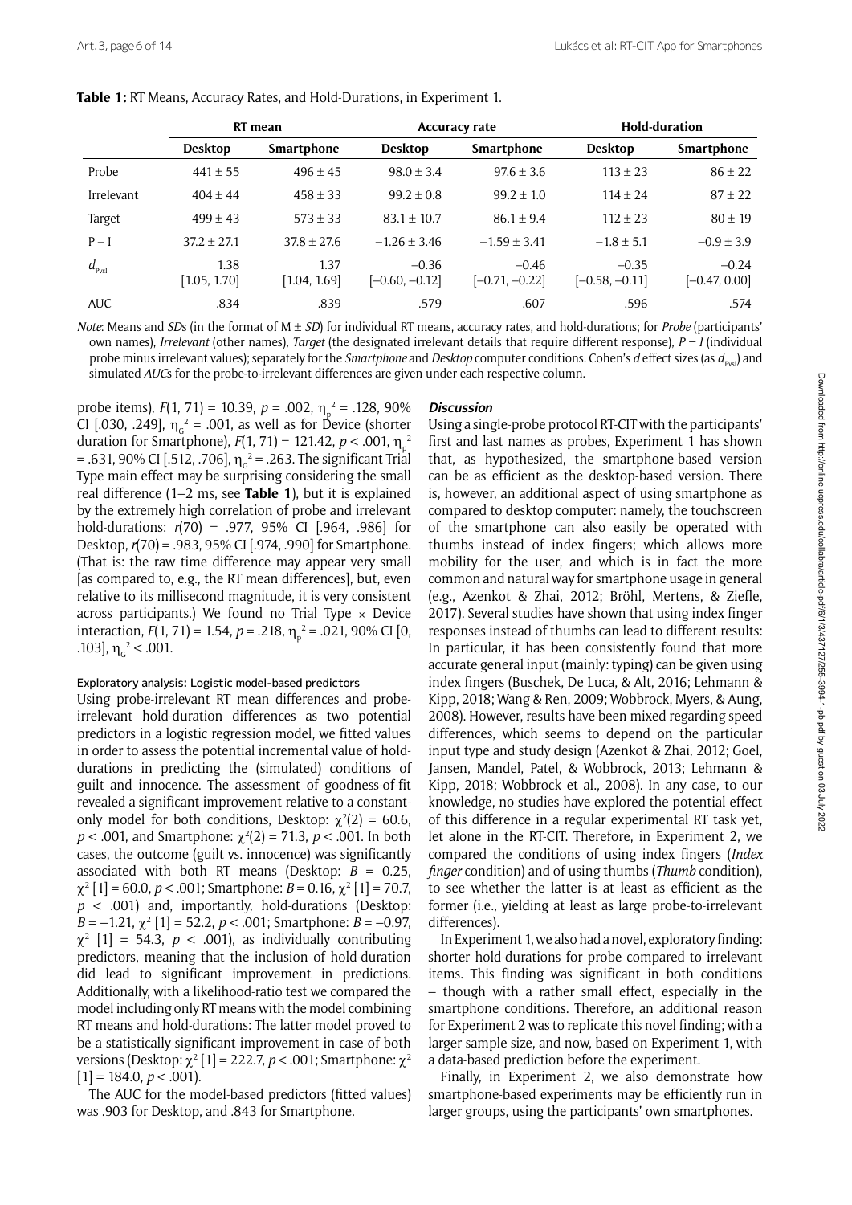**Table 1:** RT Means, Accuracy Rates, and Hold-Durations, in Experiment 1.

| | RT mean | | Accuracy rate | | Hold-duration | |
|---|---|---|---|---|---|---|
| | **Desktop** | **Smartphone** | **Desktop** | **Smartphone** | **Desktop** | **Smartphone** |
| Probe | 441 ± 55 | 496 ± 45 | 98.0 ± 3.4 | 97.6 ± 3.6 | 113 ± 23 | 86 ± 22 |
| Irrelevant | 404 ± 44 | 458 ± 33 | 99.2 ± 0.8 | 99.2 ± 1.0 | 114 ± 24 | 87 ± 22 |
| Target | 499 ± 43 | 573 ± 33 | 83.1 ± 10.7 | 86.1 ± 9.4 | 112 ± 23 | 80 ± 19 |
| P – I | 37.2 ± 27.1 | 37.8 ± 27.6 | –1.26 ± 3.46 | –1.59 ± 3.41 | –1.8 ± 5.1 | –0.9 ± 3.9 |
| $d_{PvsI}$ | 1.38 [1.05, 1.70] | 1.37 [1.04, 1.69] | –0.36 [–0.60, –0.12] | –0.46 [–0.71, –0.22] | –0.35 [–0.58, –0.11] | –0.24 [–0.47, 0.00] |
| AUC | .834 | .839 | .579 | .607 | .596 | .574 |

*Note*: Means and *SD*s (in the format of M ± *SD*) for individual RT means, accuracy rates, and hold-durations; for *Probe* (participants' own names), *Irrelevant* (other names), *Target* (the designated irrelevant details that require different response), *P – I* (individual probe minus irrelevant values); separately for the *Smartphone* and *Desktop* computer conditions. Cohen's *d* effect sizes (as $d_{PvsI}$) and simulated *AUC*s for the probe-to-irrelevant differences are given under each respective column.

probe items), $F(1, 71) = 10.39$, $p = .002$, $\eta_p^2 = .128$, 90% CI [.030, .249], $\eta_G^2 = .001$, as well as for Device (shorter duration for Smartphone), $F(1, 71) = 121.42$, $p < .001$, $\eta_p^2 = .631$, 90% CI [.512, .706], $\eta_G^2 = .263$. The significant Trial Type main effect may be surprising considering the small real difference (1–2 ms, see **Table 1**), but it is explained by the extremely high correlation of probe and irrelevant hold-durations: $r(70) = .977$, 95% CI [.964, .986] for Desktop, $r(70) = .983$, 95% CI [.974, .990] for Smartphone. (That is: the raw time difference may appear very small [as compared to, e.g., the RT mean differences], but, even relative to its millisecond magnitude, it is very consistent across participants.) We found no Trial Type × Device interaction, $F(1, 71) = 1.54$, $p = .218$, $\eta_p^2 = .021$, 90% CI [0, .103], $\eta_G^2 < .001$.

#### Exploratory analysis: Logistic model-based predictors

Using probe-irrelevant RT mean differences and probe-irrelevant hold-duration differences as two potential predictors in a logistic regression model, we fitted values in order to assess the potential incremental value of hold-durations in predicting the (simulated) conditions of guilt and innocence. The assessment of goodness-of-fit revealed a significant improvement relative to a constant-only model for both conditions, Desktop: $\chi^2(2) = 60.6$, $p < .001$, and Smartphone: $\chi^2(2) = 71.3$, $p < .001$. In both cases, the outcome (guilt vs. innocence) was significantly associated with both RT means (Desktop: $B = 0.25$, $\chi^2$ [1] = 60.0, $p < .001$; Smartphone: $B = 0.16$, $\chi^2$ [1] = 70.7, $p < .001$) and, importantly, hold-durations (Desktop: $B = -1.21$, $\chi^2$ [1] = 52.2, $p < .001$; Smartphone: $B = -0.97$, $\chi^2$ [1] = 54.3, $p < .001$), as individually contributing predictors, meaning that the inclusion of hold-duration did lead to significant improvement in predictions. Additionally, with a likelihood-ratio test we compared the model including only RT means with the model combining RT means and hold-durations: The latter model proved to be a statistically significant improvement in case of both versions (Desktop: $\chi^2$ [1] = 222.7, $p < .001$; Smartphone: $\chi^2$ [1] = 184.0, $p < .001$).

The AUC for the model-based predictors (fitted values) was .903 for Desktop, and .843 for Smartphone.

### *Discussion*

Using a single-probe protocol RT-CIT with the participants' first and last names as probes, Experiment 1 has shown that, as hypothesized, the smartphone-based version can be as efficient as the desktop-based version. There is, however, an additional aspect of using smartphone as compared to desktop computer: namely, the touchscreen of the smartphone can also easily be operated with thumbs instead of index fingers; which allows more mobility for the user, and which is in fact the more common and natural way for smartphone usage in general (e.g., Azenkot & Zhai, 2012; Bröhl, Mertens, & Ziefle, 2017). Several studies have shown that using index finger responses instead of thumbs can lead to different results: In particular, it has been consistently found that more accurate general input (mainly: typing) can be given using index fingers (Buschek, De Luca, & Alt, 2016; Lehmann & Kipp, 2018; Wang & Ren, 2009; Wobbrock, Myers, & Aung, 2008). However, results have been mixed regarding speed differences, which seems to depend on the particular input type and study design (Azenkot & Zhai, 2012; Goel, Jansen, Mandel, Patel, & Wobbrock, 2013; Lehmann & Kipp, 2018; Wobbrock et al., 2008). In any case, to our knowledge, no studies have explored the potential effect of this difference in a regular experimental RT task yet, let alone in the RT-CIT. Therefore, in Experiment 2, we compared the conditions of using index fingers (*Index finger* condition) and of using thumbs (*Thumb* condition), to see whether the latter is at least as efficient as the former (i.e., yielding at least as large probe-to-irrelevant differences).

In Experiment 1, we also had a novel, exploratory finding: shorter hold-durations for probe compared to irrelevant items. This finding was significant in both conditions – though with a rather small effect, especially in the smartphone conditions. Therefore, an additional reason for Experiment 2 was to replicate this novel finding; with a larger sample size, and now, based on Experiment 1, with a data-based prediction before the experiment.

Finally, in Experiment 2, we also demonstrate how smartphone-based experiments may be efficiently run in larger groups, using the participants' own smartphones.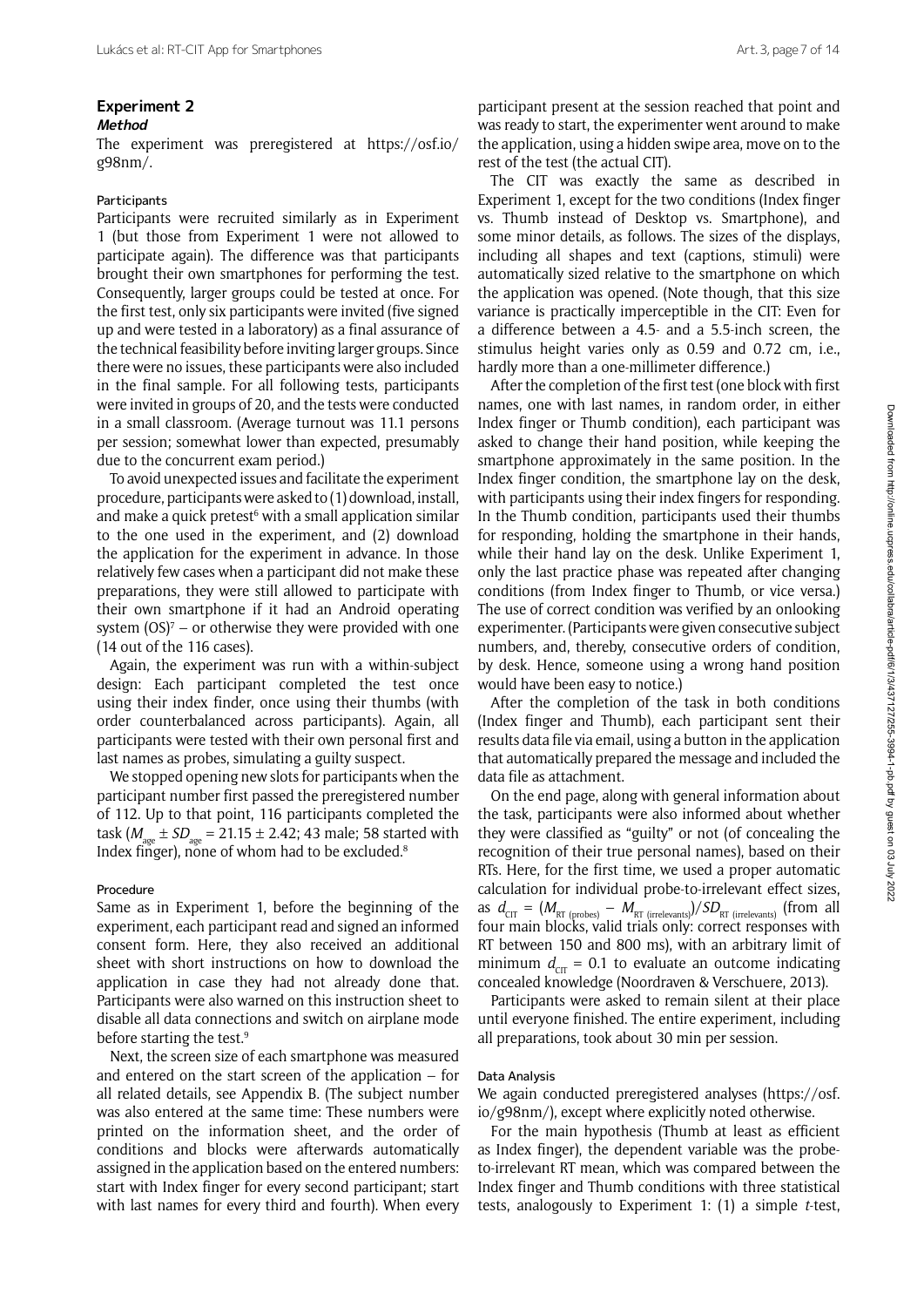## Experiment 2

### *Method*

The experiment was preregistered at https://osf.io/g98nm/.

#### Participants

Participants were recruited similarly as in Experiment 1 (but those from Experiment 1 were not allowed to participate again). The difference was that participants brought their own smartphones for performing the test. Consequently, larger groups could be tested at once. For the first test, only six participants were invited (five signed up and were tested in a laboratory) as a final assurance of the technical feasibility before inviting larger groups. Since there were no issues, these participants were also included in the final sample. For all following tests, participants were invited in groups of 20, and the tests were conducted in a small classroom. (Average turnout was 11.1 persons per session; somewhat lower than expected, presumably due to the concurrent exam period.)

To avoid unexpected issues and facilitate the experiment procedure, participants were asked to (1) download, install, and make a quick pretest[6] with a small application similar to the one used in the experiment, and (2) download the application for the experiment in advance. In those relatively few cases when a participant did not make these preparations, they were still allowed to participate with their own smartphone if it had an Android operating system (OS)[7] – or otherwise they were provided with one (14 out of the 116 cases).

Again, the experiment was run with a within-subject design: Each participant completed the test once using their index finder, once using their thumbs (with order counterbalanced across participants). Again, all participants were tested with their own personal first and last names as probes, simulating a guilty suspect.

We stopped opening new slots for participants when the participant number first passed the preregistered number of 112. Up to that point, 116 participants completed the task ($M_{age} \pm SD_{age} = 21.15 \pm 2.42$; 43 male; 58 started with Index finger), none of whom had to be excluded.[8]

#### Procedure

Same as in Experiment 1, before the beginning of the experiment, each participant read and signed an informed consent form. Here, they also received an additional sheet with short instructions on how to download the application in case they had not already done that. Participants were also warned on this instruction sheet to disable all data connections and switch on airplane mode before starting the test.[9]

Next, the screen size of each smartphone was measured and entered on the start screen of the application – for all related details, see Appendix B. (The subject number was also entered at the same time: These numbers were printed on the information sheet, and the order of conditions and blocks were afterwards automatically assigned in the application based on the entered numbers: start with Index finger for every second participant; start with last names for every third and fourth). When every participant present at the session reached that point and was ready to start, the experimenter went around to make the application, using a hidden swipe area, move on to the rest of the test (the actual CIT).

The CIT was exactly the same as described in Experiment 1, except for the two conditions (Index finger vs. Thumb instead of Desktop vs. Smartphone), and some minor details, as follows. The sizes of the displays, including all shapes and text (captions, stimuli) were automatically sized relative to the smartphone on which the application was opened. (Note though, that this size variance is practically imperceptible in the CIT: Even for a difference between a 4.5- and a 5.5-inch screen, the stimulus height varies only as 0.59 and 0.72 cm, i.e., hardly more than a one-millimeter difference.)

After the completion of the first test (one block with first names, one with last names, in random order, in either Index finger or Thumb condition), each participant was asked to change their hand position, while keeping the smartphone approximately in the same position. In the Index finger condition, the smartphone lay on the desk, with participants using their index fingers for responding. In the Thumb condition, participants used their thumbs for responding, holding the smartphone in their hands, while their hand lay on the desk. Unlike Experiment 1, only the last practice phase was repeated after changing conditions (from Index finger to Thumb, or vice versa.) The use of correct condition was verified by an onlooking experimenter. (Participants were given consecutive subject numbers, and, thereby, consecutive orders of condition, by desk. Hence, someone using a wrong hand position would have been easy to notice.)

After the completion of the task in both conditions (Index finger and Thumb), each participant sent their results data file via email, using a button in the application that automatically prepared the message and included the data file as attachment.

On the end page, along with general information about the task, participants were also informed about whether they were classified as "guilty" or not (of concealing the recognition of their true personal names), based on their RTs. Here, for the first time, we used a proper automatic calculation for individual probe-to-irrelevant effect sizes, as $d_{CIT} = (M_{RT\ (probes)} - M_{RT\ (irrelevants)})/SD_{RT\ (irrelevants)}$ (from all four main blocks, valid trials only: correct responses with RT between 150 and 800 ms), with an arbitrary limit of minimum $d_{CIT} = 0.1$ to evaluate an outcome indicating concealed knowledge (Noordraven & Verschuere, 2013).

Participants were asked to remain silent at their place until everyone finished. The entire experiment, including all preparations, took about 30 min per session.

#### Data Analysis

We again conducted preregistered analyses (https://osf.io/g98nm/), except where explicitly noted otherwise.

For the main hypothesis (Thumb at least as efficient as Index finger), the dependent variable was the probe-to-irrelevant RT mean, which was compared between the Index finger and Thumb conditions with three statistical tests, analogously to Experiment 1: (1) a simple *t*-test,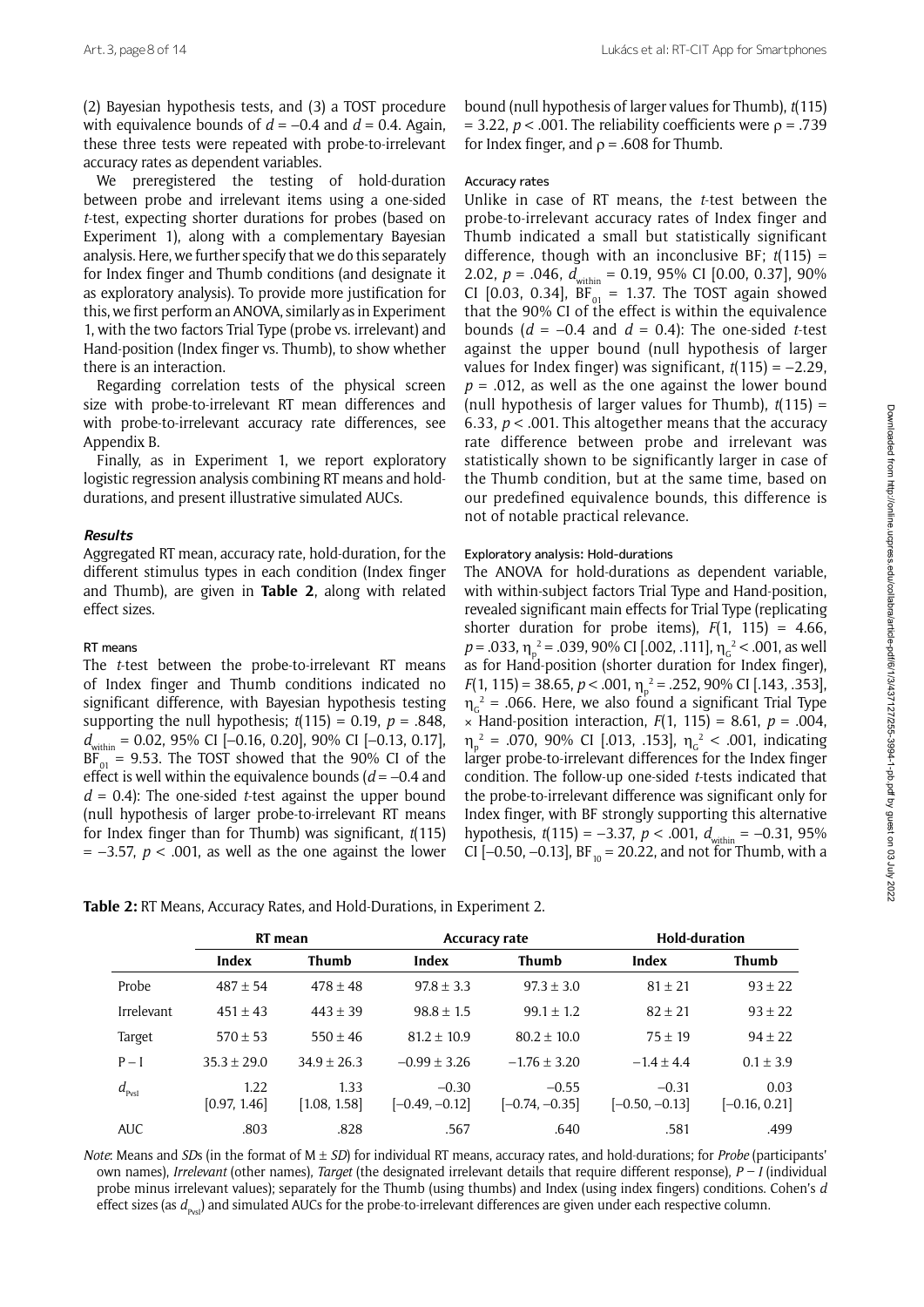(2) Bayesian hypothesis tests, and (3) a TOST procedure with equivalence bounds of $d = -0.4$ and $d = 0.4$. Again, these three tests were repeated with probe-to-irrelevant accuracy rates as dependent variables.

We preregistered the testing of hold-duration between probe and irrelevant items using a one-sided *t*-test, expecting shorter durations for probes (based on Experiment 1), along with a complementary Bayesian analysis. Here, we further specify that we do this separately for Index finger and Thumb conditions (and designate it as exploratory analysis). To provide more justification for this, we first perform an ANOVA, similarly as in Experiment 1, with the two factors Trial Type (probe vs. irrelevant) and Hand-position (Index finger vs. Thumb), to show whether there is an interaction.

Regarding correlation tests of the physical screen size with probe-to-irrelevant RT mean differences and with probe-to-irrelevant accuracy rate differences, see Appendix B.

Finally, as in Experiment 1, we report exploratory logistic regression analysis combining RT means and hold-durations, and present illustrative simulated AUCs.

### *Results*

Aggregated RT mean, accuracy rate, hold-duration, for the different stimulus types in each condition (Index finger and Thumb), are given in **Table 2**, along with related effect sizes.

#### RT means

The *t*-test between the probe-to-irrelevant RT means of Index finger and Thumb conditions indicated no significant difference, with Bayesian hypothesis testing supporting the null hypothesis; $t(115) = 0.19$, $p = .848$, $d_{\text{within}} = 0.02$, 95% CI [–0.16, 0.20], 90% CI [–0.13, 0.17], $BF_{01} = 9.53$. The TOST showed that the 90% CI of the effect is well within the equivalence bounds ($d = -0.4$ and $d = 0.4$): The one-sided *t*-test against the upper bound (null hypothesis of larger probe-to-irrelevant RT means for Index finger than for Thumb) was significant, $t(115) = -3.57$, $p < .001$, as well as the one against the lower bound (null hypothesis of larger values for Thumb), $t(115) = 3.22$, $p < .001$. The reliability coefficients were $\rho = .739$ for Index finger, and $\rho = .608$ for Thumb.

#### Accuracy rates

Unlike in case of RT means, the *t*-test between the probe-to-irrelevant accuracy rates of Index finger and Thumb indicated a small but statistically significant difference, though with an inconclusive BF; $t(115) = 2.02$, $p = .046$, $d_{\text{within}} = 0.19$, 95% CI [0.00, 0.37], 90% CI [0.03, 0.34], $BF_{01} = 1.37$. The TOST again showed that the 90% CI of the effect is within the equivalence bounds ($d = -0.4$ and $d = 0.4$): The one-sided *t*-test against the upper bound (null hypothesis of larger values for Index finger) was significant, $t(115) = -2.29$, $p = .012$, as well as the one against the lower bound (null hypothesis of larger values for Thumb), $t(115) = 6.33$, $p < .001$. This altogether means that the accuracy rate difference between probe and irrelevant was statistically shown to be significantly larger in case of the Thumb condition, but at the same time, based on our predefined equivalence bounds, this difference is not of notable practical relevance.

#### Exploratory analysis: Hold-durations

The ANOVA for hold-durations as dependent variable, with within-subject factors Trial Type and Hand-position, revealed significant main effects for Trial Type (replicating shorter duration for probe items), $F(1, 115) = 4.66$, $p = .033$, $\eta_p^2 = .039$, 90% CI [.002, .111], $\eta_G^2 < .001$, as well as for Hand-position (shorter duration for Index finger), $F(1, 115) = 38.65$, $p < .001$, $\eta_p^2 = .252$, 90% CI [.143, .353], $\eta_G^2 = .066$. Here, we also found a significant Trial Type × Hand-position interaction, $F(1, 115) = 8.61$, $p = .004$, $\eta_p^2 = .070$, 90% CI [.013, .153], $\eta_G^2 < .001$, indicating larger probe-to-irrelevant differences for the Index finger condition. The follow-up one-sided *t*-tests indicated that the probe-to-irrelevant difference was significant only for Index finger, with BF strongly supporting this alternative hypothesis, $t(115) = -3.37$, $p < .001$, $d_{\text{within}} = -0.31$, 95% CI [–0.50, –0.13], $BF_{10} = 20.22$, and not for Thumb, with a

**Table 2:** RT Means, Accuracy Rates, and Hold-Durations, in Experiment 2.

| | RT mean | | Accuracy rate | | Hold-duration | |
|---|---|---|---|---|---|---|
| | **Index** | **Thumb** | **Index** | **Thumb** | **Index** | **Thumb** |
| Probe | 487 ± 54 | 478 ± 48 | 97.8 ± 3.3 | 97.3 ± 3.0 | 81 ± 21 | 93 ± 22 |
| Irrelevant | 451 ± 43 | 443 ± 39 | 98.8 ± 1.5 | 99.1 ± 1.2 | 82 ± 21 | 93 ± 22 |
| Target | 570 ± 53 | 550 ± 46 | 81.2 ± 10.9 | 80.2 ± 10.0 | 75 ± 19 | 94 ± 22 |
| P – I | 35.3 ± 29.0 | 34.9 ± 26.3 | –0.99 ± 3.26 | –1.76 ± 3.20 | –1.4 ± 4.4 | 0.1 ± 3.9 |
| $d_{\text{PvsI}}$ | 1.22 [0.97, 1.46] | 1.33 [1.08, 1.58] | –0.30 [–0.49, –0.12] | –0.55 [–0.74, –0.35] | –0.31 [–0.50, –0.13] | 0.03 [–0.16, 0.21] |
| AUC | .803 | .828 | .567 | .640 | .581 | .499 |

*Note*: Means and *SD*s (in the format of M ± *SD*) for individual RT means, accuracy rates, and hold-durations; for *Probe* (participants' own names), *Irrelevant* (other names), *Target* (the designated irrelevant details that require different response), *P – I* (individual probe minus irrelevant values); separately for the Thumb (using thumbs) and Index (using index fingers) conditions. Cohen's *d* effect sizes (as $d_{\text{PvsI}}$) and simulated AUCs for the probe-to-irrelevant differences are given under each respective column.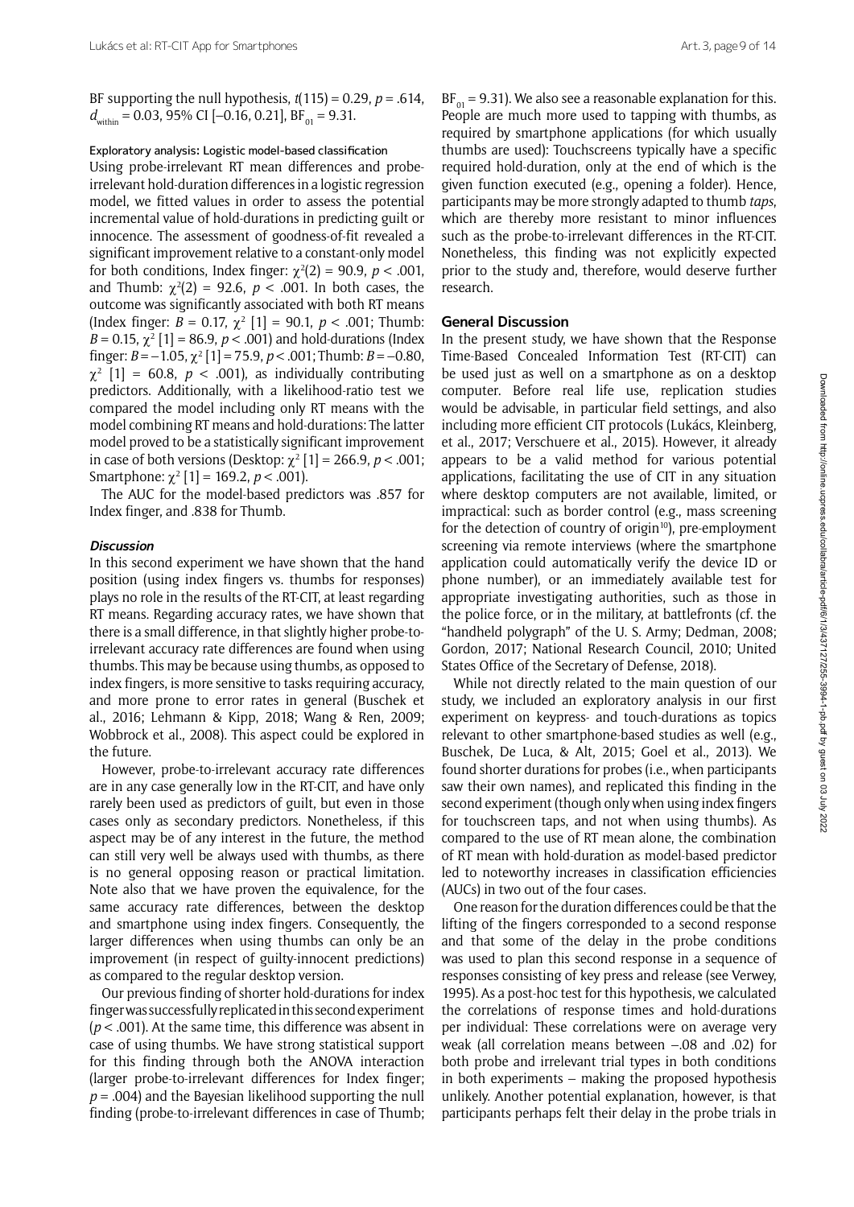BF supporting the null hypothesis, $t(115) = 0.29$, $p = .614$, $d_{\text{within}} = 0.03$, 95% CI [–0.16, 0.21], $BF_{01} = 9.31$.

#### Exploratory analysis: Logistic model-based classification

Using probe-irrelevant RT mean differences and probe-irrelevant hold-duration differences in a logistic regression model, we fitted values in order to assess the potential incremental value of hold-durations in predicting guilt or innocence. The assessment of goodness-of-fit revealed a significant improvement relative to a constant-only model for both conditions, Index finger: $\chi^2(2) = 90.9$, $p < .001$, and Thumb: $\chi^2(2) = 92.6$, $p < .001$. In both cases, the outcome was significantly associated with both RT means (Index finger: $B = 0.17$, $\chi^2$ [1] = 90.1, $p < .001$; Thumb: $B = 0.15$, $\chi^2$ [1] = 86.9, $p < .001$) and hold-durations (Index finger: $B = -1.05$, $\chi^2$ [1] = 75.9, $p < .001$; Thumb: $B = -0.80$, $\chi^2$ [1] = 60.8, $p < .001$), as individually contributing predictors. Additionally, with a likelihood-ratio test we compared the model including only RT means with the model combining RT means and hold-durations: The latter model proved to be a statistically significant improvement in case of both versions (Desktop: $\chi^2$ [1] = 266.9, $p < .001$; Smartphone: $\chi^2$ [1] = 169.2, $p < .001$).

The AUC for the model-based predictors was .857 for Index finger, and .838 for Thumb.

### *Discussion*

In this second experiment we have shown that the hand position (using index fingers vs. thumbs for responses) plays no role in the results of the RT-CIT, at least regarding RT means. Regarding accuracy rates, we have shown that there is a small difference, in that slightly higher probe-to-irrelevant accuracy rate differences are found when using thumbs. This may be because using thumbs, as opposed to index fingers, is more sensitive to tasks requiring accuracy, and more prone to error rates in general (Buschek et al., 2016; Lehmann & Kipp, 2018; Wang & Ren, 2009; Wobbrock et al., 2008). This aspect could be explored in the future.

However, probe-to-irrelevant accuracy rate differences are in any case generally low in the RT-CIT, and have only rarely been used as predictors of guilt, but even in those cases only as secondary predictors. Nonetheless, if this aspect may be of any interest in the future, the method can still very well be always used with thumbs, as there is no general opposing reason or practical limitation. Note also that we have proven the equivalence, for the same accuracy rate differences, between the desktop and smartphone using index fingers. Consequently, the larger differences when using thumbs can only be an improvement (in respect of guilty-innocent predictions) as compared to the regular desktop version.

Our previous finding of shorter hold-durations for index finger was successfully replicated in this second experiment ($p < .001$). At the same time, this difference was absent in case of using thumbs. We have strong statistical support for this finding through both the ANOVA interaction (larger probe-to-irrelevant differences for Index finger; $p = .004$) and the Bayesian likelihood supporting the null finding (probe-to-irrelevant differences in case of Thumb; $BF_{01} = 9.31$). We also see a reasonable explanation for this. People are much more used to tapping with thumbs, as required by smartphone applications (for which usually thumbs are used): Touchscreens typically have a specific required hold-duration, only at the end of which is the given function executed (e.g., opening a folder). Hence, participants may be more strongly adapted to thumb *taps*, which are thereby more resistant to minor influences such as the probe-to-irrelevant differences in the RT-CIT. Nonetheless, this finding was not explicitly expected prior to the study and, therefore, would deserve further research.

## General Discussion

In the present study, we have shown that the Response Time-Based Concealed Information Test (RT-CIT) can be used just as well on a smartphone as on a desktop computer. Before real life use, replication studies would be advisable, in particular field settings, and also including more efficient CIT protocols (Lukács, Kleinberg, et al., 2017; Verschuere et al., 2015). However, it already appears to be a valid method for various potential applications, facilitating the use of CIT in any situation where desktop computers are not available, limited, or impractical: such as border control (e.g., mass screening for the detection of country of origin[10]), pre-employment screening via remote interviews (where the smartphone application could automatically verify the device ID or phone number), or an immediately available test for appropriate investigating authorities, such as those in the police force, or in the military, at battlefronts (cf. the "handheld polygraph" of the U. S. Army; Dedman, 2008; Gordon, 2017; National Research Council, 2010; United States Office of the Secretary of Defense, 2018).

While not directly related to the main question of our study, we included an exploratory analysis in our first experiment on keypress- and touch-durations as topics relevant to other smartphone-based studies as well (e.g., Buschek, De Luca, & Alt, 2015; Goel et al., 2013). We found shorter durations for probes (i.e., when participants saw their own names), and replicated this finding in the second experiment (though only when using index fingers for touchscreen taps, and not when using thumbs). As compared to the use of RT mean alone, the combination of RT mean with hold-duration as model-based predictor led to noteworthy increases in classification efficiencies (AUCs) in two out of the four cases.

One reason for the duration differences could be that the lifting of the fingers corresponded to a second response and that some of the delay in the probe conditions was used to plan this second response in a sequence of responses consisting of key press and release (see Verwey, 1995). As a post-hoc test for this hypothesis, we calculated the correlations of response times and hold-durations per individual: These correlations were on average very weak (all correlation means between –.08 and .02) for both probe and irrelevant trial types in both conditions in both experiments – making the proposed hypothesis unlikely. Another potential explanation, however, is that participants perhaps felt their delay in the probe trials in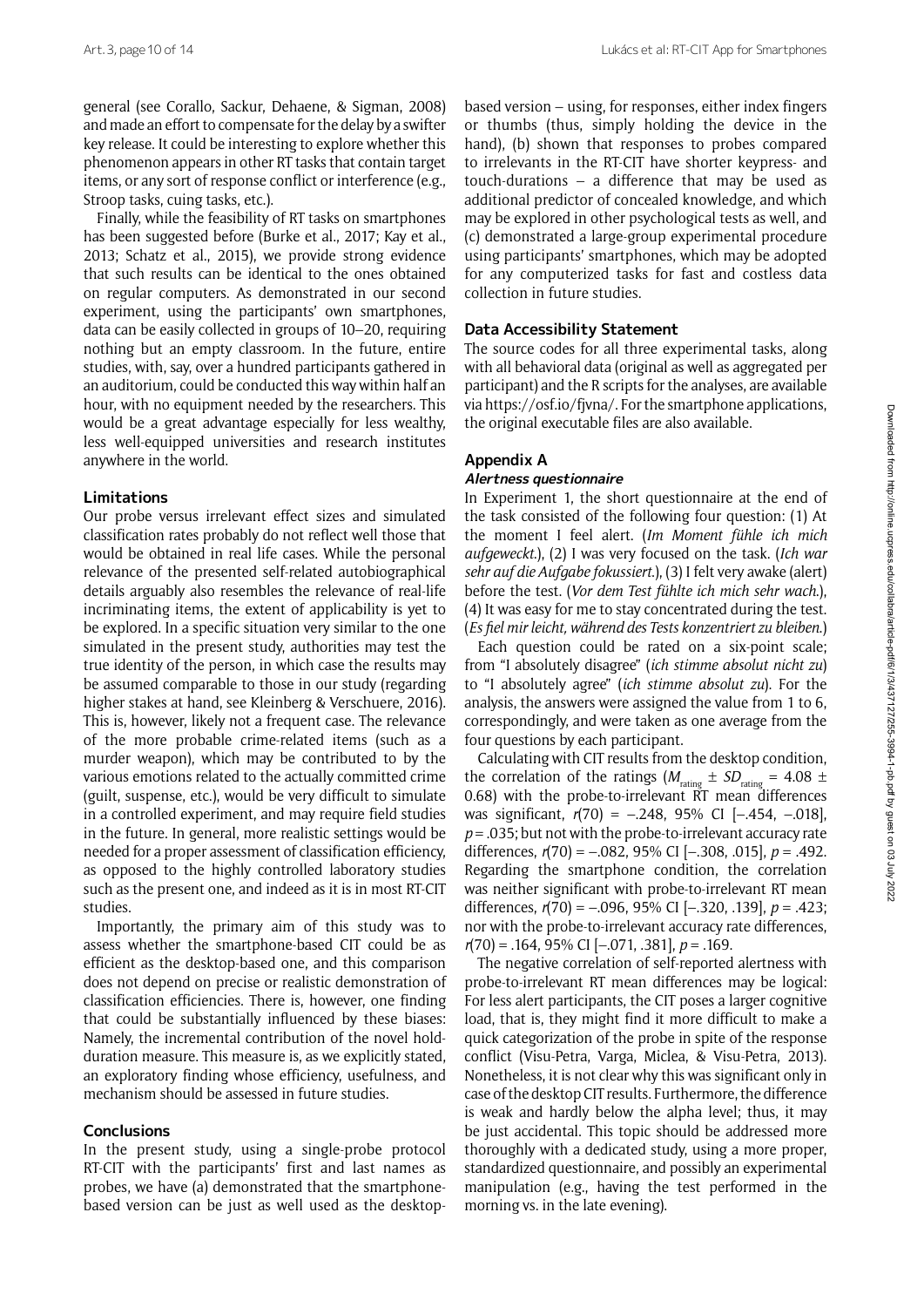general (see Corallo, Sackur, Dehaene, & Sigman, 2008) and made an effort to compensate for the delay by a swifter key release. It could be interesting to explore whether this phenomenon appears in other RT tasks that contain target items, or any sort of response conflict or interference (e.g., Stroop tasks, cuing tasks, etc.).

Finally, while the feasibility of RT tasks on smartphones has been suggested before (Burke et al., 2017; Kay et al., 2013; Schatz et al., 2015), we provide strong evidence that such results can be identical to the ones obtained on regular computers. As demonstrated in our second experiment, using the participants' own smartphones, data can be easily collected in groups of 10–20, requiring nothing but an empty classroom. In the future, entire studies, with, say, over a hundred participants gathered in an auditorium, could be conducted this way within half an hour, with no equipment needed by the researchers. This would be a great advantage especially for less wealthy, less well-equipped universities and research institutes anywhere in the world.

## Limitations

Our probe versus irrelevant effect sizes and simulated classification rates probably do not reflect well those that would be obtained in real life cases. While the personal relevance of the presented self-related autobiographical details arguably also resembles the relevance of real-life incriminating items, the extent of applicability is yet to be explored. In a specific situation very similar to the one simulated in the present study, authorities may test the true identity of the person, in which case the results may be assumed comparable to those in our study (regarding higher stakes at hand, see Kleinberg & Verschuere, 2016). This is, however, likely not a frequent case. The relevance of the more probable crime-related items (such as a murder weapon), which may be contributed to by the various emotions related to the actually committed crime (guilt, suspense, etc.), would be very difficult to simulate in a controlled experiment, and may require field studies in the future. In general, more realistic settings would be needed for a proper assessment of classification efficiency, as opposed to the highly controlled laboratory studies such as the present one, and indeed as it is in most RT-CIT studies.

Importantly, the primary aim of this study was to assess whether the smartphone-based CIT could be as efficient as the desktop-based one, and this comparison does not depend on precise or realistic demonstration of classification efficiencies. There is, however, one finding that could be substantially influenced by these biases: Namely, the incremental contribution of the novel hold-duration measure. This measure is, as we explicitly stated, an exploratory finding whose efficiency, usefulness, and mechanism should be assessed in future studies.

## Conclusions

In the present study, using a single-probe protocol RT-CIT with the participants' first and last names as probes, we have (a) demonstrated that the smartphone-based version can be just as well used as the desktop-based version – using, for responses, either index fingers or thumbs (thus, simply holding the device in the hand), (b) shown that responses to probes compared to irrelevants in the RT-CIT have shorter keypress- and touch-durations – a difference that may be used as additional predictor of concealed knowledge, and which may be explored in other psychological tests as well, and (c) demonstrated a large-group experimental procedure using participants' smartphones, which may be adopted for any computerized tasks for fast and costless data collection in future studies.

## Data Accessibility Statement

The source codes for all three experimental tasks, along with all behavioral data (original as well as aggregated per participant) and the R scripts for the analyses, are available via https://osf.io/fjvna/. For the smartphone applications, the original executable files are also available.

## Appendix A

### Alertness questionnaire

In Experiment 1, the short questionnaire at the end of the task consisted of the following four question: (1) At the moment I feel alert. (*Im Moment fühle ich mich aufgeweckt.*), (2) I was very focused on the task. (*Ich war sehr auf die Aufgabe fokussiert.*), (3) I felt very awake (alert) before the test. (*Vor dem Test fühlte ich mich sehr wach.*), (4) It was easy for me to stay concentrated during the test. (*Es fiel mir leicht, während des Tests konzentriert zu bleiben.*)

Each question could be rated on a six-point scale; from "I absolutely disagree" (*ich stimme absolut nicht zu*) to "I absolutely agree" (*ich stimme absolut zu*). For the analysis, the answers were assigned the value from 1 to 6, correspondingly, and were taken as one average from the four questions by each participant.

Calculating with CIT results from the desktop condition, the correlation of the ratings ($M_{rating} \pm SD_{rating} = 4.08 \pm 0.68$) with the probe-to-irrelevant RT mean differences was significant, $r(70) = -.248$, 95% CI [–.454, –.018], $p = .035$; but not with the probe-to-irrelevant accuracy rate differences, $r(70) = -.082$, 95% CI [–.308, .015], $p = .492$. Regarding the smartphone condition, the correlation was neither significant with probe-to-irrelevant RT mean differences, $r(70) = -.096$, 95% CI [–.320, .139], $p = .423$; nor with the probe-to-irrelevant accuracy rate differences, $r(70) = .164$, 95% CI [–.071, .381], $p = .169$.

The negative correlation of self-reported alertness with probe-to-irrelevant RT mean differences may be logical: For less alert participants, the CIT poses a larger cognitive load, that is, they might find it more difficult to make a quick categorization of the probe in spite of the response conflict (Visu-Petra, Varga, Miclea, & Visu-Petra, 2013). Nonetheless, it is not clear why this was significant only in case of the desktop CIT results. Furthermore, the difference is weak and hardly below the alpha level; thus, it may be just accidental. This topic should be addressed more thoroughly with a dedicated study, using a more proper, standardized questionnaire, and possibly an experimental manipulation (e.g., having the test performed in the morning vs. in the late evening).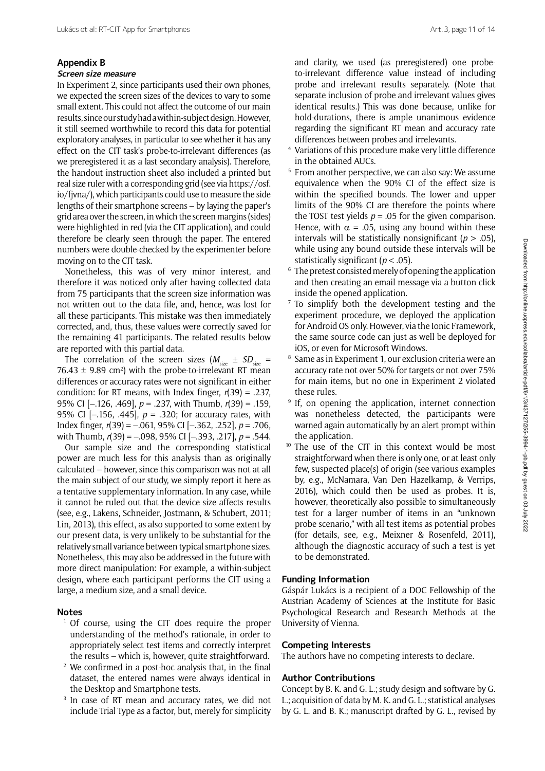## Appendix B

### Screen size measure

In Experiment 2, since participants used their own phones, we expected the screen sizes of the devices to vary to some small extent. This could not affect the outcome of our main results, since our study had a within-subject design. However, it still seemed worthwhile to record this data for potential exploratory analyses, in particular to see whether it has any effect on the CIT task's probe-to-irrelevant differences (as we preregistered it as a last secondary analysis). Therefore, the handout instruction sheet also included a printed but real size ruler with a corresponding grid (see via https://osf.io/fjvna/), which participants could use to measure the side lengths of their smartphone screens – by laying the paper's grid area over the screen, in which the screen margins (sides) were highlighted in red (via the CIT application), and could therefore be clearly seen through the paper. The entered numbers were double-checked by the experimenter before moving on to the CIT task.

Nonetheless, this was of very minor interest, and therefore it was noticed only after having collected data from 75 participants that the screen size information was not written out to the data file, and, hence, was lost for all these participants. This mistake was then immediately corrected, and, thus, these values were correctly saved for the remaining 41 participants. The related results below are reported with this partial data.

The correlation of the screen sizes ($M_{size} \pm SD_{size}$ = 76.43 ± 9.89 cm$^2$) with the probe-to-irrelevant RT mean differences or accuracy rates were not significant in either condition: for RT means, with Index finger, $r(39) = .237$, 95% CI [–.126, .469], $p = .237$, with Thumb, $r(39) = .159$, 95% CI [–.156, .445], $p = .320$; for accuracy rates, with Index finger, $r(39) = –.061$, 95% CI [–.362, .252], $p = .706$, with Thumb, $r(39) = –.098$, 95% CI [–.393, .217], $p = .544$.

Our sample size and the corresponding statistical power are much less for this analysis than as originally calculated – however, since this comparison was not at all the main subject of our study, we simply report it here as a tentative supplementary information. In any case, while it cannot be ruled out that the device size affects results (see, e.g., Lakens, Schneider, Jostmann, & Schubert, 2011; Lin, 2013), this effect, as also supported to some extent by our present data, is very unlikely to be substantial for the relatively small variance between typical smartphone sizes. Nonetheless, this may also be addressed in the future with more direct manipulation: For example, a within-subject design, where each participant performs the CIT using a large, a medium size, and a small device.

## Notes

1. Of course, using the CIT does require the proper understanding of the method's rationale, in order to appropriately select test items and correctly interpret the results – which is, however, quite straightforward.
2. We confirmed in a post-hoc analysis that, in the final dataset, the entered names were always identical in the Desktop and Smartphone tests.
3. In case of RT mean and accuracy rates, we did not include Trial Type as a factor, but, merely for simplicity and clarity, we used (as preregistered) one probe-to-irrelevant difference value instead of including probe and irrelevant results separately. (Note that separate inclusion of probe and irrelevant values gives identical results.) This was done because, unlike for hold-durations, there is ample unanimous evidence regarding the significant RT mean and accuracy rate differences between probes and irrelevants.
4. Variations of this procedure make very little difference in the obtained AUCs.
5. From another perspective, we can also say: We assume equivalence when the 90% CI of the effect size is within the specified bounds. The lower and upper limits of the 90% CI are therefore the points where the TOST test yields $p = .05$ for the given comparison. Hence, with $\alpha = .05$, using any bound within these intervals will be statistically nonsignificant ($p > .05$), while using any bound outside these intervals will be statistically significant ($p < .05$).
6. The pretest consisted merely of opening the application and then creating an email message via a button click inside the opened application.
7. To simplify both the development testing and the experiment procedure, we deployed the application for Android OS only. However, via the Ionic Framework, the same source code can just as well be deployed for iOS, or even for Microsoft Windows.
8. Same as in Experiment 1, our exclusion criteria were an accuracy rate not over 50% for targets or not over 75% for main items, but no one in Experiment 2 violated these rules.
9. If, on opening the application, internet connection was nonetheless detected, the participants were warned again automatically by an alert prompt within the application.
10. The use of the CIT in this context would be most straightforward when there is only one, or at least only few, suspected place(s) of origin (see various examples by, e.g., McNamara, Van Den Hazelkamp, & Verrips, 2016), which could then be used as probes. It is, however, theoretically also possible to simultaneously test for a larger number of items in an "unknown probe scenario," with all test items as potential probes (for details, see, e.g., Meixner & Rosenfeld, 2011), although the diagnostic accuracy of such a test is yet to be demonstrated.

## Funding Information

Gáspár Lukács is a recipient of a DOC Fellowship of the Austrian Academy of Sciences at the Institute for Basic Psychological Research and Research Methods at the University of Vienna.

## Competing Interests

The authors have no competing interests to declare.

## Author Contributions

Concept by B. K. and G. L.; study design and software by G. L.; acquisition of data by M. K. and G. L.; statistical analyses by G. L. and B. K.; manuscript drafted by G. L., revised by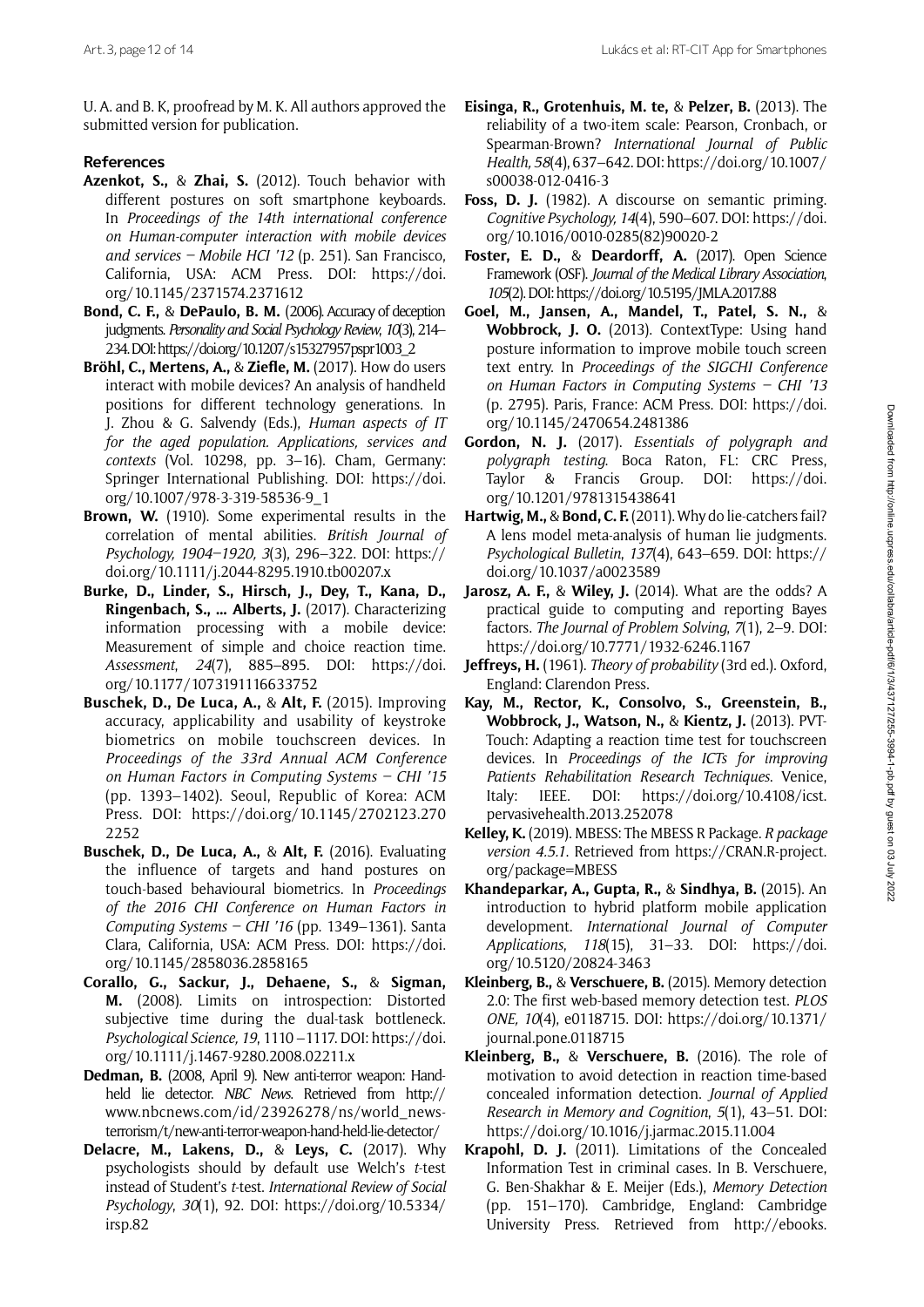U. A. and B. K, proofread by M. K. All authors approved the submitted version for publication.

## References

**Azenkot, S.,** & **Zhai, S.** (2012). Touch behavior with different postures on soft smartphone keyboards. In *Proceedings of the 14th international conference on Human-computer interaction with mobile devices and services – Mobile HCI '12* (p. 251). San Francisco, California, USA: ACM Press. DOI: https://doi.org/10.1145/2371574.2371612

**Bond, C. F.,** & **DePaulo, B. M.** (2006). Accuracy of deception judgments. *Personality and Social Psychology Review*, *10*(3), 214–234. DOI: https://doi.org/10.1207/s15327957pspr1003_2

**Bröhl, C., Mertens, A.,** & **Ziefle, M.** (2017). How do users interact with mobile devices? An analysis of handheld positions for different technology generations. In J. Zhou & G. Salvendy (Eds.), *Human aspects of IT for the aged population. Applications, services and contexts* (Vol. 10298, pp. 3–16). Cham, Germany: Springer International Publishing. DOI: https://doi.org/10.1007/978-3-319-58536-9_1

**Brown, W.** (1910). Some experimental results in the correlation of mental abilities. *British Journal of Psychology, 1904–1920, 3*(3), 296–322. DOI: https://doi.org/10.1111/j.2044-8295.1910.tb00207.x

**Burke, D., Linder, S., Hirsch, J., Dey, T., Kana, D., Ringenbach, S., ... Alberts, J.** (2017). Characterizing information processing with a mobile device: Measurement of simple and choice reaction time. *Assessment*, *24*(7), 885–895. DOI: https://doi.org/10.1177/1073191116633752

**Buschek, D., De Luca, A.,** & **Alt, F.** (2015). Improving accuracy, applicability and usability of keystroke biometrics on mobile touchscreen devices. In *Proceedings of the 33rd Annual ACM Conference on Human Factors in Computing Systems – CHI '15* (pp. 1393–1402). Seoul, Republic of Korea: ACM Press. DOI: https://doi.org/10.1145/2702123.2702252

**Buschek, D., De Luca, A.,** & **Alt, F.** (2016). Evaluating the influence of targets and hand postures on touch-based behavioural biometrics. In *Proceedings of the 2016 CHI Conference on Human Factors in Computing Systems – CHI '16* (pp. 1349–1361). Santa Clara, California, USA: ACM Press. DOI: https://doi.org/10.1145/2858036.2858165

**Corallo, G., Sackur, J., Dehaene, S.,** & **Sigman, M.** (2008). Limits on introspection: Distorted subjective time during the dual-task bottleneck. *Psychological Science, 19*, 1110–1117. DOI: https://doi.org/10.1111/j.1467-9280.2008.02211.x

**Dedman, B.** (2008, April 9). New anti-terror weapon: Hand-held lie detector. *NBC News*. Retrieved from http://www.nbcnews.com/id/23926278/ns/world_news-terrorism/t/new-anti-terror-weapon-hand-held-lie-detector/

**Delacre, M., Lakens, D.,** & **Leys, C.** (2017). Why psychologists should by default use Welch's *t*-test instead of Student's *t*-test. *International Review of Social Psychology*, *30*(1), 92. DOI: https://doi.org/10.5334/irsp.82

**Eisinga, R., Grotenhuis, M. te,** & **Pelzer, B.** (2013). The reliability of a two-item scale: Pearson, Cronbach, or Spearman-Brown? *International Journal of Public Health, 58*(4), 637–642. DOI: https://doi.org/10.1007/s00038-012-0416-3

**Foss, D. J.** (1982). A discourse on semantic priming. *Cognitive Psychology, 14*(4), 590–607. DOI: https://doi.org/10.1016/0010-0285(82)90020-2

**Foster, E. D.,** & **Deardorff, A.** (2017). Open Science Framework (OSF). *Journal of the Medical Library Association*, *105*(2). DOI: https://doi.org/10.5195/JMLA.2017.88

**Goel, M., Jansen, A., Mandel, T., Patel, S. N.,** & **Wobbrock, J. O.** (2013). ContextType: Using hand posture information to improve mobile touch screen text entry. In *Proceedings of the SIGCHI Conference on Human Factors in Computing Systems – CHI '13* (p. 2795). Paris, France: ACM Press. DOI: https://doi.org/10.1145/2470654.2481386

**Gordon, N. J.** (2017). *Essentials of polygraph and polygraph testing*. Boca Raton, FL: CRC Press, Taylor & Francis Group. DOI: https://doi.org/10.1201/9781315438641

**Hartwig, M.,** & **Bond, C. F.** (2011). Why do lie-catchers fail? A lens model meta-analysis of human lie judgments. *Psychological Bulletin*, *137*(4), 643–659. DOI: https://doi.org/10.1037/a0023589

**Jarosz, A. F.,** & **Wiley, J.** (2014). What are the odds? A practical guide to computing and reporting Bayes factors. *The Journal of Problem Solving*, *7*(1), 2–9. DOI: https://doi.org/10.7771/1932-6246.1167

**Jeffreys, H.** (1961). *Theory of probability* (3rd ed.). Oxford, England: Clarendon Press.

**Kay, M., Rector, K., Consolvo, S., Greenstein, B., Wobbrock, J., Watson, N.,** & **Kientz, J.** (2013). PVT-Touch: Adapting a reaction time test for touchscreen devices. In *Proceedings of the ICTs for improving Patients Rehabilitation Research Techniques*. Venice, Italy: IEEE. DOI: https://doi.org/10.4108/icst.pervasivehealth.2013.252078

**Kelley, K.** (2019). MBESS: The MBESS R Package. *R package version 4.5.1*. Retrieved from https://CRAN.R-project.org/package=MBESS

**Khandeparkar, A., Gupta, R.,** & **Sindhya, B.** (2015). An introduction to hybrid platform mobile application development. *International Journal of Computer Applications*, *118*(15), 31–33. DOI: https://doi.org/10.5120/20824-3463

**Kleinberg, B.,** & **Verschuere, B.** (2015). Memory detection 2.0: The first web-based memory detection test. *PLOS ONE, 10*(4), e0118715. DOI: https://doi.org/10.1371/journal.pone.0118715

**Kleinberg, B.,** & **Verschuere, B.** (2016). The role of motivation to avoid detection in reaction time-based concealed information detection. *Journal of Applied Research in Memory and Cognition*, *5*(1), 43–51. DOI: https://doi.org/10.1016/j.jarmac.2015.11.004

**Krapohl, D. J.** (2011). Limitations of the Concealed Information Test in criminal cases. In B. Verschuere, G. Ben-Shakhar & E. Meijer (Eds.), *Memory Detection* (pp. 151–170). Cambridge, England: Cambridge University Press. Retrieved from http://ebooks.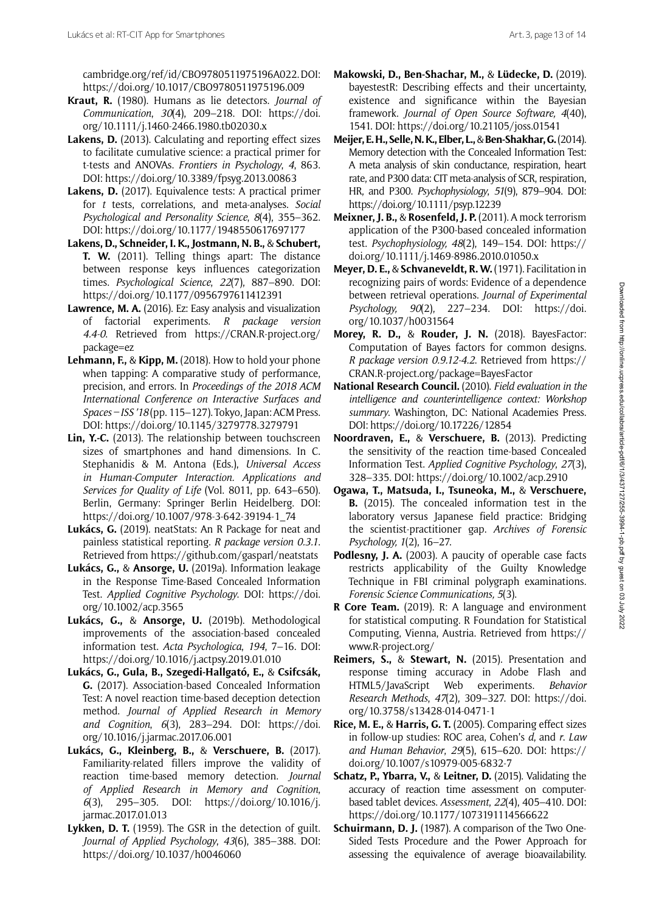cambridge.org/ref/id/CBO9780511975196A022. DOI: https://doi.org/10.1017/CBO9780511975196.009

**Kraut, R.** (1980). Humans as lie detectors. *Journal of Communication*, *30*(4), 209–218. DOI: https://doi.org/10.1111/j.1460-2466.1980.tb02030.x

**Lakens, D.** (2013). Calculating and reporting effect sizes to facilitate cumulative science: a practical primer for t-tests and ANOVAs. *Frontiers in Psychology*, *4*, 863. DOI: https://doi.org/10.3389/fpsyg.2013.00863

**Lakens, D.** (2017). Equivalence tests: A practical primer for *t* tests, correlations, and meta-analyses. *Social Psychological and Personality Science*, *8*(4), 355–362. DOI: https://doi.org/10.1177/1948550617697177

**Lakens, D., Schneider, I. K., Jostmann, N. B.,** & **Schubert, T. W.** (2011). Telling things apart: The distance between response keys influences categorization times. *Psychological Science*, *22*(7), 887–890. DOI: https://doi.org/10.1177/0956797611412391

**Lawrence, M. A.** (2016). Ez: Easy analysis and visualization of factorial experiments. *R package version 4.4-0*. Retrieved from https://CRAN.R-project.org/package=ez

**Lehmann, F.,** & **Kipp, M.** (2018). How to hold your phone when tapping: A comparative study of performance, precision, and errors. In *Proceedings of the 2018 ACM International Conference on Interactive Surfaces and Spaces – ISS '18* (pp. 115–127). Tokyo, Japan: ACM Press. DOI: https://doi.org/10.1145/3279778.3279791

**Lin, Y.-C.** (2013). The relationship between touchscreen sizes of smartphones and hand dimensions. In C. Stephanidis & M. Antona (Eds.), *Universal Access in Human-Computer Interaction. Applications and Services for Quality of Life* (Vol. 8011, pp. 643–650). Berlin, Germany: Springer Berlin Heidelberg. DOI: https://doi.org/10.1007/978-3-642-39194-1_74

**Lukács, G.** (2019). neatStats: An R Package for neat and painless statistical reporting. *R package version 0.3.1*. Retrieved from https://github.com/gasparl/neatstats

**Lukács, G.,** & **Ansorge, U.** (2019a). Information leakage in the Response Time-Based Concealed Information Test. *Applied Cognitive Psychology*. DOI: https://doi.org/10.1002/acp.3565

**Lukács, G.,** & **Ansorge, U.** (2019b). Methodological improvements of the association-based concealed information test. *Acta Psychologica*, *194*, 7–16. DOI: https://doi.org/10.1016/j.actpsy.2019.01.010

**Lukács, G., Gula, B., Szegedi-Hallgató, E.,** & **Csifcsák, G.** (2017). Association-based Concealed Information Test: A novel reaction time-based deception detection method. *Journal of Applied Research in Memory and Cognition*, *6*(3), 283–294. DOI: https://doi.org/10.1016/j.jarmac.2017.06.001

**Lukács, G., Kleinberg, B.,** & **Verschuere, B.** (2017). Familiarity-related fillers improve the validity of reaction time-based memory detection. *Journal of Applied Research in Memory and Cognition*, *6*(3), 295–305. DOI: https://doi.org/10.1016/j.jarmac.2017.01.013

**Lykken, D. T.** (1959). The GSR in the detection of guilt. *Journal of Applied Psychology*, *43*(6), 385–388. DOI: https://doi.org/10.1037/h0046060

**Makowski, D., Ben-Shachar, M.,** & **Lüdecke, D.** (2019). bayestestR: Describing effects and their uncertainty, existence and significance within the Bayesian framework. *Journal of Open Source Software, 4*(40), 1541. DOI: https://doi.org/10.21105/joss.01541

**Meijer, E. H., Selle, N. K., Elber, L.,** & **Ben-Shakhar, G.** (2014). Memory detection with the Concealed Information Test: A meta analysis of skin conductance, respiration, heart rate, and P300 data: CIT meta-analysis of SCR, respiration, HR, and P300. *Psychophysiology*, *51*(9), 879–904. DOI: https://doi.org/10.1111/psyp.12239

**Meixner, J. B.,** & **Rosenfeld, J. P.** (2011). A mock terrorism application of the P300-based concealed information test. *Psychophysiology, 48*(2), 149–154. DOI: https://doi.org/10.1111/j.1469-8986.2010.01050.x

**Meyer, D. E.,** & **Schvaneveldt, R. W.** (1971). Facilitation in recognizing pairs of words: Evidence of a dependence between retrieval operations. *Journal of Experimental Psychology, 90*(2), 227–234. DOI: https://doi.org/10.1037/h0031564

**Morey, R. D.,** & **Rouder, J. N.** (2018). BayesFactor: Computation of Bayes factors for common designs. *R package version 0.9.12-4.2*. Retrieved from https://CRAN.R-project.org/package=BayesFactor

**National Research Council.** (2010). *Field evaluation in the intelligence and counterintelligence context: Workshop summary*. Washington, DC: National Academies Press. DOI: https://doi.org/10.17226/12854

**Noordraven, E.,** & **Verschuere, B.** (2013). Predicting the sensitivity of the reaction time-based Concealed Information Test. *Applied Cognitive Psychology*, *27*(3), 328–335. DOI: https://doi.org/10.1002/acp.2910

**Ogawa, T., Matsuda, I., Tsuneoka, M.,** & **Verschuere, B.** (2015). The concealed information test in the laboratory versus Japanese field practice: Bridging the scientist-practitioner gap. *Archives of Forensic Psychology, 1*(2), 16–27.

**Podlesny, J. A.** (2003). A paucity of operable case facts restricts applicability of the Guilty Knowledge Technique in FBI criminal polygraph examinations. *Forensic Science Communications*, *5*(3).

**R Core Team.** (2019). R: A language and environment for statistical computing. R Foundation for Statistical Computing, Vienna, Austria. Retrieved from https://www.R-project.org/

**Reimers, S.,** & **Stewart, N.** (2015). Presentation and response timing accuracy in Adobe Flash and HTML5/JavaScript Web experiments. *Behavior Research Methods*, *47*(2), 309–327. DOI: https://doi.org/10.3758/s13428-014-0471-1

**Rice, M. E.,** & **Harris, G. T.** (2005). Comparing effect sizes in follow-up studies: ROC area, Cohen's *d*, and *r*. *Law and Human Behavior*, *29*(5), 615–620. DOI: https://doi.org/10.1007/s10979-005-6832-7

**Schatz, P., Ybarra, V.,** & **Leitner, D.** (2015). Validating the accuracy of reaction time assessment on computer-based tablet devices. *Assessment*, *22*(4), 405–410. DOI: https://doi.org/10.1177/1073191114566622

**Schuirmann, D. J.** (1987). A comparison of the Two One-Sided Tests Procedure and the Power Approach for assessing the equivalence of average bioavailability.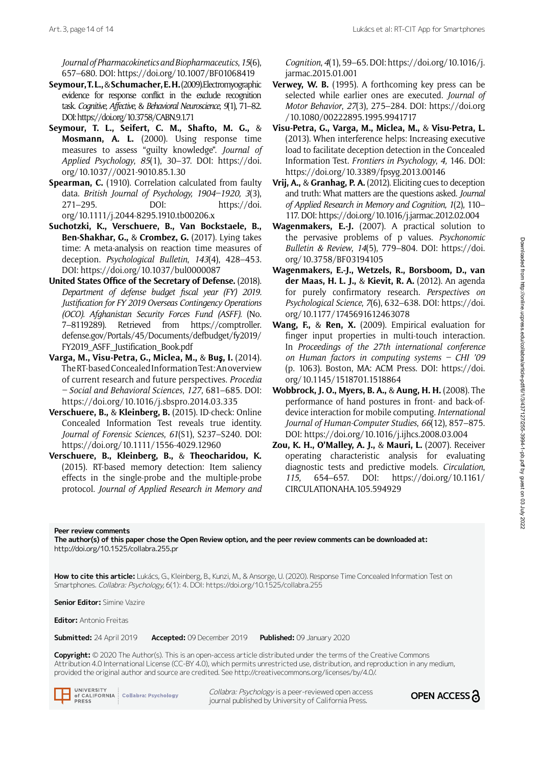*Journal of Pharmacokinetics and Biopharmaceutics*, *15*(6), 657–680. DOI: https://doi.org/10.1007/BF01068419

**Seymour, T. L.,** & **Schumacher, E. H.** (2009). Electromyographic evidence for response conflict in the exclude recognition task. *Cognitive, Affective, & Behavioral Neuroscience*, *9*(1), 71–82. DOI: https://doi.org/10.3758/CABN.9.1.71

**Seymour, T. L., Seifert, C. M., Shafto, M. G.,** & **Mosmann, A. L.** (2000). Using response time measures to assess "guilty knowledge". *Journal of Applied Psychology*, *85*(1), 30–37. DOI: https://doi.org/10.1037//0021-9010.85.1.30

**Spearman, C.** (1910). Correlation calculated from faulty data. *British Journal of Psychology, 1904–1920, 3*(3), 271–295. DOI: https://doi.org/10.1111/j.2044-8295.1910.tb00206.x

**Suchotzki, K., Verschuere, B., Van Bockstaele, B., Ben-Shakhar, G.,** & **Crombez, G.** (2017). Lying takes time: A meta-analysis on reaction time measures of deception. *Psychological Bulletin*, *143*(4), 428–453. DOI: https://doi.org/10.1037/bul0000087

**United States Office of the Secretary of Defense.** (2018). *Department of defense budget fiscal year (FY) 2019. Justification for FY 2019 Overseas Contingency Operations (OCO). Afghanistan Security Forces Fund (ASFF).* (No. 7–8119289). Retrieved from https://comptroller.defense.gov/Portals/45/Documents/defbudget/fy2019/FY2019_ASFF_Justification_Book.pdf

**Varga, M., Visu-Petra, G., Miclea, M.,** & **Buş, I.** (2014). The RT-based Concealed Information Test: An overview of current research and future perspectives. *Procedia – Social and Behavioral Sciences*, *127*, 681–685. DOI: https://doi.org/10.1016/j.sbspro.2014.03.335

**Verschuere, B.,** & **Kleinberg, B.** (2015). ID-check: Online Concealed Information Test reveals true identity. *Journal of Forensic Sciences*, *61*(S1), S237–S240. DOI: https://doi.org/10.1111/1556-4029.12960

**Verschuere, B., Kleinberg, B.,** & **Theocharidou, K.** (2015). RT-based memory detection: Item saliency effects in the single-probe and the multiple-probe protocol. *Journal of Applied Research in Memory and Cognition*, *4*(1), 59–65. DOI: https://doi.org/10.1016/j.jarmac.2015.01.001

**Verwey, W. B.** (1995). A forthcoming key press can be selected while earlier ones are executed. *Journal of Motor Behavior*, *27*(3), 275–284. DOI: https://doi.org/10.1080/00222895.1995.9941717

**Visu-Petra, G., Varga, M., Miclea, M.,** & **Visu-Petra, L.** (2013). When interference helps: Increasing executive load to facilitate deception detection in the Concealed Information Test. *Frontiers in Psychology*, *4*, 146. DOI: https://doi.org/10.3389/fpsyg.2013.00146

**Vrij, A.,** & **Granhag, P. A.** (2012). Eliciting cues to deception and truth: What matters are the questions asked. *Journal of Applied Research in Memory and Cognition*, *1*(2), 110–117. DOI: https://doi.org/10.1016/j.jarmac.2012.02.004

**Wagenmakers, E.-J.** (2007). A practical solution to the pervasive problems of p values. *Psychonomic Bulletin & Review*, *14*(5), 779–804. DOI: https://doi.org/10.3758/BF03194105

**Wagenmakers, E.-J., Wetzels, R., Borsboom, D., van der Maas, H. L. J.,** & **Kievit, R. A.** (2012). An agenda for purely confirmatory research. *Perspectives on Psychological Science*, *7*(6), 632–638. DOI: https://doi.org/10.1177/1745691612463078

**Wang, F.,** & **Ren, X.** (2009). Empirical evaluation for finger input properties in multi-touch interaction. In *Proceedings of the 27th international conference on Human factors in computing systems – CHI '09* (p. 1063). Boston, MA: ACM Press. DOI: https://doi.org/10.1145/1518701.1518864

**Wobbrock, J. O., Myers, B. A.,** & **Aung, H. H.** (2008). The performance of hand postures in front- and back-of-device interaction for mobile computing. *International Journal of Human-Computer Studies*, *66*(12), 857–875. DOI: https://doi.org/10.1016/j.ijhcs.2008.03.004

**Zou, K. H., O'Malley, A. J.,** & **Mauri, L.** (2007). Receiver operating characteristic analysis for evaluating diagnostic tests and predictive models. *Circulation*, *115*, 654–657. DOI: https://doi.org/10.1161/CIRCULATIONAHA.105.594929

**Peer review comments**

**The author(s) of this paper chose the Open Review option, and the peer review comments can be downloaded at:** http://doi.org/10.1525/collabra.255.pr

**How to cite this article:** Lukács, G., Kleinberg, B., Kunzi, M., & Ansorge, U. (2020). Response Time Concealed Information Test on Smartphones. *Collabra: Psychology*, 6(1): 4. DOI: https://doi.org/10.1525/collabra.255

**Senior Editor:** Simine Vazire

**Editor:** Antonio Freitas

**Submitted:** 24 April 2019 **Accepted:** 09 December 2019 **Published:** 09 January 2020

**Copyright:** © 2020 The Author(s). This is an open-access article distributed under the terms of the Creative Commons Attribution 4.0 International License (CC-BY 4.0), which permits unrestricted use, distribution, and reproduction in any medium, provided the original author and source are credited. See http://creativecommons.org/licenses/by/4.0/.

*Collabra: Psychology* is a peer-reviewed open access journal published by University of California Press.